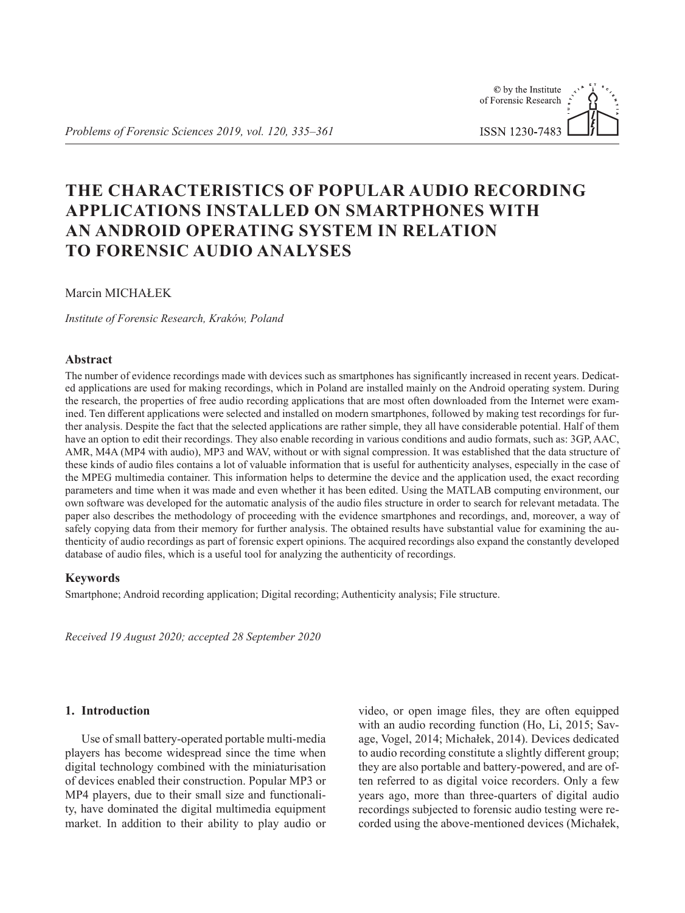# THE CHARACTERISTICS OF POPULAR AUDIO RECORDING APPLICATIONS INSTALLED ON SMARTPHONES WITH AN ANDROID OPERATING SYSTEM IN RELATION TO FORENSIC AUDIO ANALYSES

Marcin MICHAŁEK

*Institute of Forensic Research, Kraków, Poland*

### Abstract

The number of evidence recordings made with devices such as smartphones has significantly increased in recent years. Dedicated applications are used for making recordings, which in Poland are installed mainly on the Android operating system. During the research, the properties of free audio recording applications that are most often downloaded from the Internet were examined. Ten different applications were selected and installed on modern smartphones, followed by making test recordings for further analysis. Despite the fact that the selected applications are rather simple, they all have considerable potential. Half of them have an option to edit their recordings. They also enable recording in various conditions and audio formats, such as: 3GP, AAC, AMR, M4A (MP4 with audio), MP3 and WAV, without or with signal compression. It was established that the data structure of these kinds of audio files contains a lot of valuable information that is useful for authenticity analyses, especially in the case of the MPEG multimedia container. This information helps to determine the device and the application used, the exact recording parameters and time when it was made and even whether it has been edited. Using the MATLAB computing environment, our own software was developed for the automatic analysis of the audio files structure in order to search for relevant metadata. The paper also describes the methodology of proceeding with the evidence smartphones and recordings, and, moreover, a way of safely copying data from their memory for further analysis. The obtained results have substantial value for examining the authenticity of audio recordings as part of forensic expert opinions. The acquired recordings also expand the constantly developed database of audio files, which is a useful tool for analyzing the authenticity of recordings.

### Keywords

Smartphone; Android recording application; Digital recording; Authenticity analysis; File structure.

*Received 19 August 2020; accepted 28 September 2020*

## 1. Introduction

Use of small battery-operated portable multi-media players has become widespread since the time when digital technology combined with the miniaturisation of devices enabled their construction. Popular MP3 or MP4 players, due to their small size and functionality, have dominated the digital multimedia equipment market. In addition to their ability to play audio or video, or open image files, they are often equipped with an audio recording function (Ho, Li, 2015; Savage, Vogel, 2014; Michałek, 2014). Devices dedicated to audio recording constitute a slightly different group; they are also portable and battery-powered, and are often referred to as digital voice recorders. Only a few years ago, more than three-quarters of digital audio recordings subjected to forensic audio testing were recorded using the above-mentioned devices (Michałek,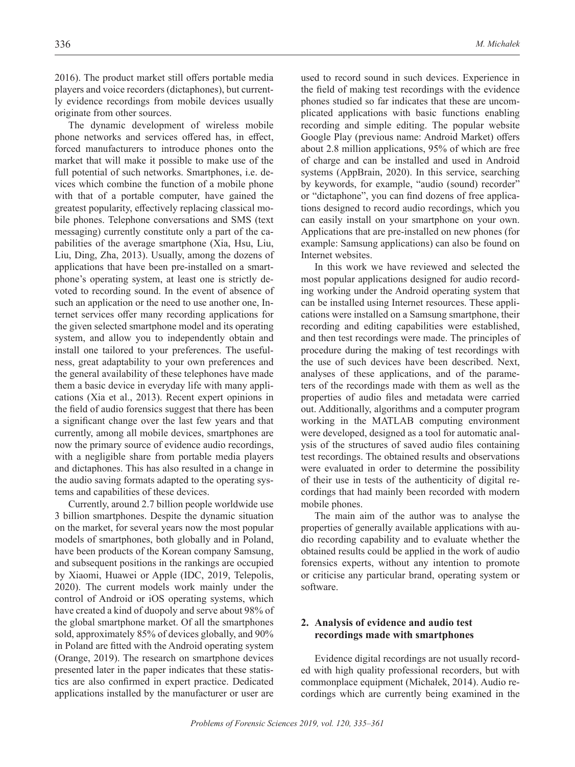2016). The product market still offers portable media players and voice recorders (dictaphones), but currently evidence recordings from mobile devices usually originate from other sources.

The dynamic development of wireless mobile phone networks and services offered has, in effect, forced manufacturers to introduce phones onto the market that will make it possible to make use of the full potential of such networks. Smartphones, i.e. devices which combine the function of a mobile phone with that of a portable computer, have gained the greatest popularity, effectively replacing classical mobile phones. Telephone conversations and SMS (text messaging) currently constitute only a part of the capabilities of the average smartphone (Xia, Hsu, Liu, Liu, Ding, Zha, 2013). Usually, among the dozens of applications that have been pre-installed on a smartphone's operating system, at least one is strictly devoted to recording sound. In the event of absence of such an application or the need to use another one, Internet services offer many recording applications for the given selected smartphone model and its operating system, and allow you to independently obtain and install one tailored to your preferences. The usefulness, great adaptability to your own preferences and the general availability of these telephones have made them a basic device in everyday life with many applications (Xia et al., 2013). Recent expert opinions in the field of audio forensics suggest that there has been a significant change over the last few years and that currently, among all mobile devices, smartphones are now the primary source of evidence audio recordings, with a negligible share from portable media players and dictaphones. This has also resulted in a change in the audio saving formats adapted to the operating systems and capabilities of these devices.

Currently, around 2.7 billion people worldwide use 3 billion smartphones. Despite the dynamic situation on the market, for several years now the most popular models of smartphones, both globally and in Poland, have been products of the Korean company Samsung, and subsequent positions in the rankings are occupied by Xiaomi, Huawei or Apple (IDC, 2019, Telepolis, 2020). The current models work mainly under the control of Android or iOS operating systems, which have created a kind of duopoly and serve about 98% of the global smartphone market. Of all the smartphones sold, approximately 85% of devices globally, and 90% in Poland are fitted with the Android operating system (Orange, 2019). The research on smartphone devices presented later in the paper indicates that these statistics are also confirmed in expert practice. Dedicated applications installed by the manufacturer or user are used to record sound in such devices. Experience in the field of making test recordings with the evidence phones studied so far indicates that these are uncomplicated applications with basic functions enabling recording and simple editing. The popular website Google Play (previous name: Android Market) offers about 2.8 million applications, 95% of which are free of charge and can be installed and used in Android systems (AppBrain, 2020). In this service, searching by keywords, for example, "audio (sound) recorder" or "dictaphone", you can find dozens of free applications designed to record audio recordings, which you can easily install on your smartphone on your own. Applications that are pre-installed on new phones (for example: Samsung applications) can also be found on Internet websites.

In this work we have reviewed and selected the most popular applications designed for audio recording working under the Android operating system that can be installed using Internet resources. These applications were installed on a Samsung smartphone, their recording and editing capabilities were established, and then test recordings were made. The principles of procedure during the making of test recordings with the use of such devices have been described. Next, analyses of these applications, and of the parameters of the recordings made with them as well as the properties of audio files and metadata were carried out. Additionally, algorithms and a computer program working in the MATLAB computing environment were developed, designed as a tool for automatic analysis of the structures of saved audio files containing test recordings. The obtained results and observations were evaluated in order to determine the possibility of their use in tests of the authenticity of digital recordings that had mainly been recorded with modern mobile phones.

The main aim of the author was to analyse the properties of generally available applications with audio recording capability and to evaluate whether the obtained results could be applied in the work of audio forensics experts, without any intention to promote or criticise any particular brand, operating system or software.

## 2. Analysis of evidence and audio test recordings made with smartphones

Evidence digital recordings are not usually recorded with high quality professional recorders, but with commonplace equipment (Michałek, 2014). Audio recordings which are currently being examined in the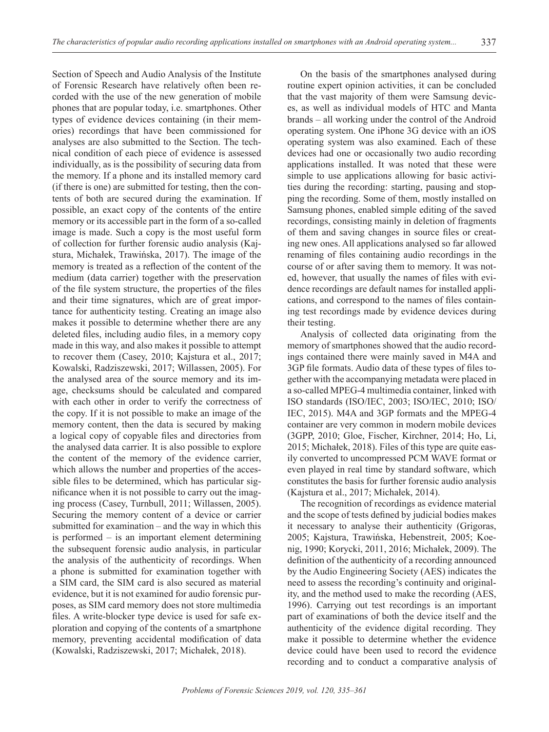Section of Speech and Audio Analysis of the Institute of Forensic Research have relatively often been recorded with the use of the new generation of mobile phones that are popular today, i.e. smartphones. Other types of evidence devices containing (in their memories) recordings that have been commissioned for analyses are also submitted to the Section. The technical condition of each piece of evidence is assessed individually, as is the possibility of securing data from the memory. If a phone and its installed memory card (if there is one) are submitted for testing, then the contents of both are secured during the examination. If possible, an exact copy of the contents of the entire memory or its accessible part in the form of a so-called image is made. Such a copy is the most useful form of collection for further forensic audio analysis (Kajstura, Michałek, Trawińska, 2017). The image of the memory is treated as a reflection of the content of the medium (data carrier) together with the preservation of the file system structure, the properties of the files and their time signatures, which are of great importance for authenticity testing. Creating an image also makes it possible to determine whether there are any deleted files, including audio files, in a memory copy made in this way, and also makes it possible to attempt to recover them (Casey, 2010; Kajstura et al., 2017; Kowalski, Radziszewski, 2017; Willassen, 2005). For the analysed area of the source memory and its image, checksums should be calculated and compared with each other in order to verify the correctness of the copy. If it is not possible to make an image of the memory content, then the data is secured by making a logical copy of copyable files and directories from the analysed data carrier. It is also possible to explore the content of the memory of the evidence carrier, which allows the number and properties of the accessible files to be determined, which has particular significance when it is not possible to carry out the imaging process (Casey, Turnbull, 2011; Willassen, 2005). Securing the memory content of a device or carrier submitted for examination – and the way in which this is performed – is an important element determining the subsequent forensic audio analysis, in particular the analysis of the authenticity of recordings. When a phone is submitted for examination together with a SIM card, the SIM card is also secured as material evidence, but it is not examined for audio forensic purposes, as SIM card memory does not store multimedia files. A write-blocker type device is used for safe exploration and copying of the contents of a smartphone memory, preventing accidental modification of data (Kowalski, Radziszewski, 2017; Michałek, 2018).

On the basis of the smartphones analysed during routine expert opinion activities, it can be concluded that the vast majority of them were Samsung devices, as well as individual models of HTC and Manta brands – all working under the control of the Android operating system. One iPhone 3G device with an iOS operating system was also examined. Each of these devices had one or occasionally two audio recording applications installed. It was noted that these were simple to use applications allowing for basic activities during the recording: starting, pausing and stopping the recording. Some of them, mostly installed on Samsung phones, enabled simple editing of the saved recordings, consisting mainly in deletion of fragments of them and saving changes in source files or creating new ones. All applications analysed so far allowed renaming of files containing audio recordings in the course of or after saving them to memory. It was noted, however, that usually the names of files with evidence recordings are default names for installed applications, and correspond to the names of files containing test recordings made by evidence devices during their testing.

Analysis of collected data originating from the memory of smartphones showed that the audio recordings contained there were mainly saved in M4A and 3GP file formats. Audio data of these types of files together with the accompanying metadata were placed in a so-called MPEG-4 multimedia container, linked with ISO standards (ISO/IEC, 2003; ISO/IEC, 2010; ISO/IEC, 2015). M4A and 3GP formats and the MPEG-4 container are very common in modern mobile devices (3GPP, 2010; Gloe, Fischer, Kirchner, 2014; Ho, Li, 2015; Michałek, 2018). Files of this type are quite easily converted to uncompressed PCM WAVE format or even played in real time by standard software, which constitutes the basis for further forensic audio analysis (Kajstura et al., 2017; Michałek, 2014).

The recognition of recordings as evidence material and the scope of tests defined by judicial bodies makes it necessary to analyse their authenticity (Grigoras, 2005; Kajstura, Trawińska, Hebenstreit, 2005; Koenig, 1990; Korycki, 2011, 2016; Michałek, 2009). The definition of the authenticity of a recording announced by the Audio Engineering Society (AES) indicates the need to assess the recording's continuity and originality, and the method used to make the recording (AES, 1996). Carrying out test recordings is an important part of examinations of both the device itself and the authenticity of the evidence digital recording. They make it possible to determine whether the evidence device could have been used to record the evidence recording and to conduct a comparative analysis of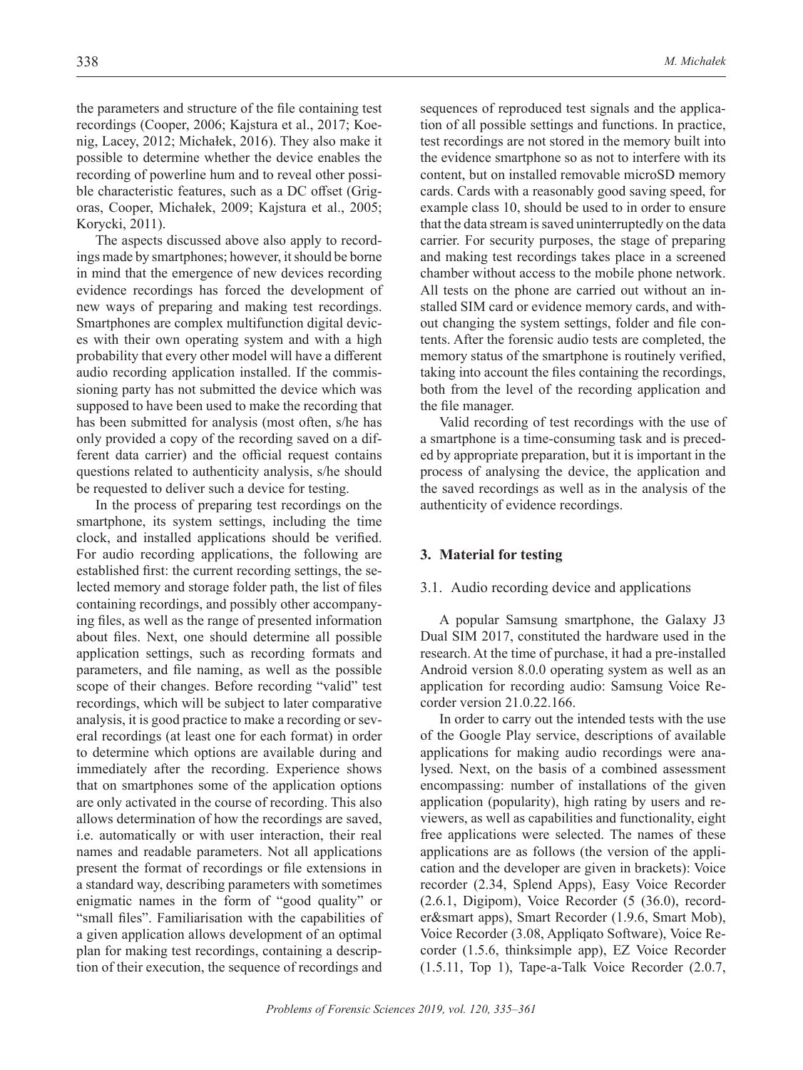the parameters and structure of the file containing test recordings (Cooper, 2006; Kajstura et al., 2017; Koenig, Lacey, 2012; Michałek, 2016). They also make it possible to determine whether the device enables the recording of powerline hum and to reveal other possible characteristic features, such as a DC offset (Grigoras, Cooper, Michałek, 2009; Kajstura et al., 2005; Korycki, 2011).

The aspects discussed above also apply to recordings made by smartphones; however, it should be borne in mind that the emergence of new devices recording evidence recordings has forced the development of new ways of preparing and making test recordings. Smartphones are complex multifunction digital devices with their own operating system and with a high probability that every other model will have a different audio recording application installed. If the commissioning party has not submitted the device which was supposed to have been used to make the recording that has been submitted for analysis (most often, s/he has only provided a copy of the recording saved on a different data carrier) and the official request contains questions related to authenticity analysis, s/he should be requested to deliver such a device for testing.

In the process of preparing test recordings on the smartphone, its system settings, including the time clock, and installed applications should be verified. For audio recording applications, the following are established first: the current recording settings, the selected memory and storage folder path, the list of files containing recordings, and possibly other accompanying files, as well as the range of presented information about files. Next, one should determine all possible application settings, such as recording formats and parameters, and file naming, as well as the possible scope of their changes. Before recording "valid" test recordings, which will be subject to later comparative analysis, it is good practice to make a recording or several recordings (at least one for each format) in order to determine which options are available during and immediately after the recording. Experience shows that on smartphones some of the application options are only activated in the course of recording. This also allows determination of how the recordings are saved, i.e. automatically or with user interaction, their real names and readable parameters. Not all applications present the format of recordings or file extensions in a standard way, describing parameters with sometimes enigmatic names in the form of "good quality" or "small files". Familiarisation with the capabilities of a given application allows development of an optimal plan for making test recordings, containing a description of their execution, the sequence of recordings and sequences of reproduced test signals and the application of all possible settings and functions. In practice, test recordings are not stored in the memory built into the evidence smartphone so as not to interfere with its content, but on installed removable microSD memory cards. Cards with a reasonably good saving speed, for example class 10, should be used to in order to ensure that the data stream is saved uninterruptedly on the data carrier. For security purposes, the stage of preparing and making test recordings takes place in a screened chamber without access to the mobile phone network. All tests on the phone are carried out without an installed SIM card or evidence memory cards, and without changing the system settings, folder and file contents. After the forensic audio tests are completed, the memory status of the smartphone is routinely verified, taking into account the files containing the recordings, both from the level of the recording application and the file manager.

Valid recording of test recordings with the use of a smartphone is a time-consuming task and is preceded by appropriate preparation, but it is important in the process of analysing the device, the application and the saved recordings as well as in the analysis of the authenticity of evidence recordings.

## 3. Material for testing

### 3.1. Audio recording device and applications

A popular Samsung smartphone, the Galaxy J3 Dual SIM 2017, constituted the hardware used in the research. At the time of purchase, it had a pre-installed Android version 8.0.0 operating system as well as an application for recording audio: Samsung Voice Recorder version 21.0.22.166.

In order to carry out the intended tests with the use of the Google Play service, descriptions of available applications for making audio recordings were analysed. Next, on the basis of a combined assessment encompassing: number of installations of the given application (popularity), high rating by users and reviewers, as well as capabilities and functionality, eight free applications were selected. The names of these applications are as follows (the version of the application and the developer are given in brackets): Voice recorder (2.34, Splend Apps), Easy Voice Recorder (2.6.1, Digipom), Voice Recorder (5 (36.0), recorder&smart apps), Smart Recorder (1.9.6, Smart Mob), Voice Recorder (3.08, Appliqato Software), Voice Recorder (1.5.6, thinksimple app), EZ Voice Recorder (1.5.11, Top 1), Tape-a-Talk Voice Recorder (2.0.7,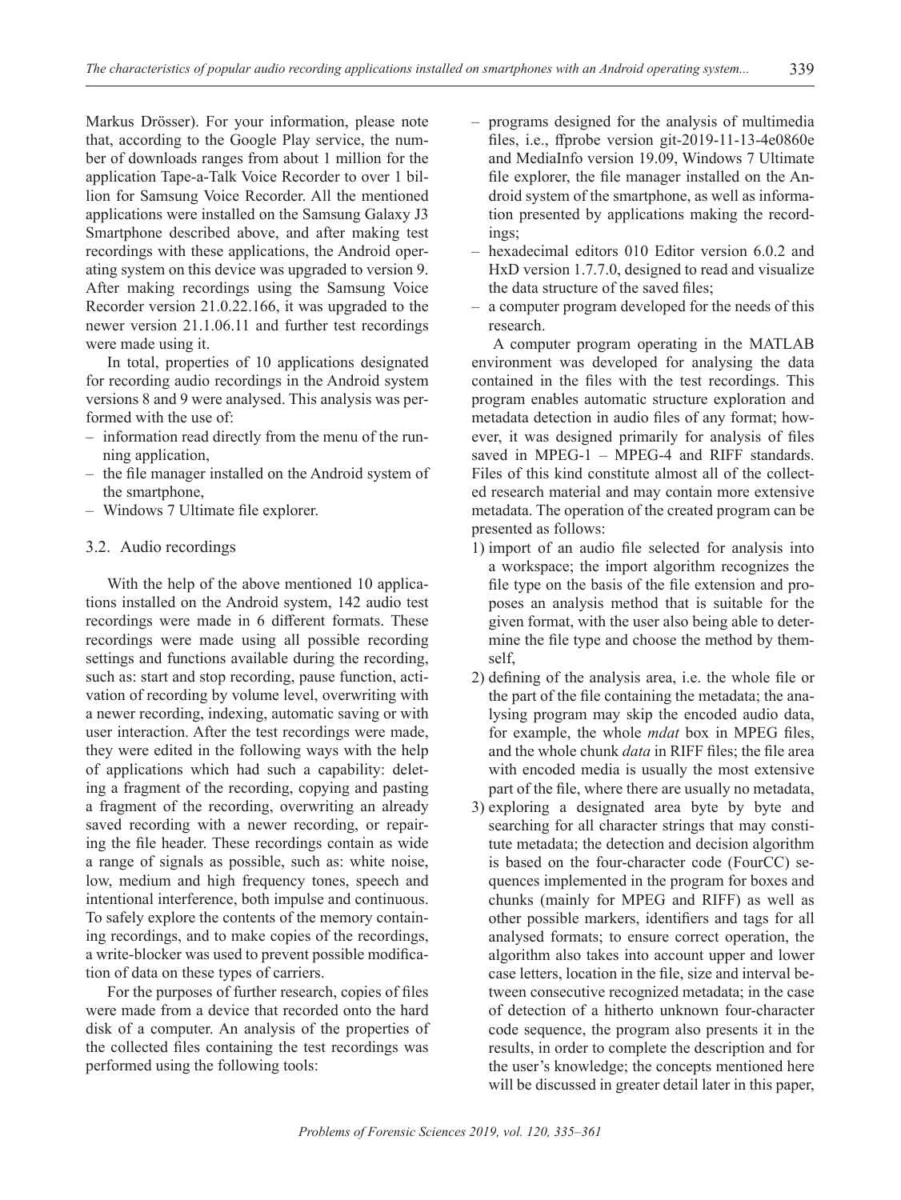Markus Drösser). For your information, please note that, according to the Google Play service, the number of downloads ranges from about 1 million for the application Tape-a-Talk Voice Recorder to over 1 billion for Samsung Voice Recorder. All the mentioned applications were installed on the Samsung Galaxy J3 Smartphone described above, and after making test recordings with these applications, the Android operating system on this device was upgraded to version 9. After making recordings using the Samsung Voice Recorder version 21.0.22.166, it was upgraded to the newer version 21.1.06.11 and further test recordings were made using it.

In total, properties of 10 applications designated for recording audio recordings in the Android system versions 8 and 9 were analysed. This analysis was performed with the use of:

- information read directly from the menu of the running application,
- the file manager installed on the Android system of the smartphone,
- Windows 7 Ultimate file explorer.

### 3.2. Audio recordings

With the help of the above mentioned 10 applications installed on the Android system, 142 audio test recordings were made in 6 different formats. These recordings were made using all possible recording settings and functions available during the recording, such as: start and stop recording, pause function, activation of recording by volume level, overwriting with a newer recording, indexing, automatic saving or with user interaction. After the test recordings were made, they were edited in the following ways with the help of applications which had such a capability: deleting a fragment of the recording, copying and pasting a fragment of the recording, overwriting an already saved recording with a newer recording, or repairing the file header. These recordings contain as wide a range of signals as possible, such as: white noise, low, medium and high frequency tones, speech and intentional interference, both impulse and continuous. To safely explore the contents of the memory containing recordings, and to make copies of the recordings, a write-blocker was used to prevent possible modification of data on these types of carriers.

For the purposes of further research, copies of files were made from a device that recorded onto the hard disk of a computer. An analysis of the properties of the collected files containing the test recordings was performed using the following tools:

- programs designed for the analysis of multimedia files, i.e., ffprobe version git-2019-11-13-4e0860e and MediaInfo version 19.09, Windows 7 Ultimate file explorer, the file manager installed on the Android system of the smartphone, as well as information presented by applications making the recordings;
- hexadecimal editors 010 Editor version 6.0.2 and HxD version 1.7.7.0, designed to read and visualize the data structure of the saved files;
- a computer program developed for the needs of this research.

A computer program operating in the MATLAB environment was developed for analysing the data contained in the files with the test recordings. This program enables automatic structure exploration and metadata detection in audio files of any format; however, it was designed primarily for analysis of files saved in MPEG-1 – MPEG-4 and RIFF standards. Files of this kind constitute almost all of the collected research material and may contain more extensive metadata. The operation of the created program can be presented as follows:

1) import of an audio file selected for analysis into a workspace; the import algorithm recognizes the file type on the basis of the file extension and proposes an analysis method that is suitable for the given format, with the user also being able to determine the file type and choose the method by themself,
2) defining of the analysis area, i.e. the whole file or the part of the file containing the metadata; the analysing program may skip the encoded audio data, for example, the whole *mdat* box in MPEG files, and the whole chunk *data* in RIFF files; the file area with encoded media is usually the most extensive part of the file, where there are usually no metadata,
3) exploring a designated area byte by byte and searching for all character strings that may constitute metadata; the detection and decision algorithm is based on the four-character code (FourCC) sequences implemented in the program for boxes and chunks (mainly for MPEG and RIFF) as well as other possible markers, identifiers and tags for all analysed formats; to ensure correct operation, the algorithm also takes into account upper and lower case letters, location in the file, size and interval between consecutive recognized metadata; in the case of detection of a hitherto unknown four-character code sequence, the program also presents it in the results, in order to complete the description and for the user's knowledge; the concepts mentioned here will be discussed in greater detail later in this paper,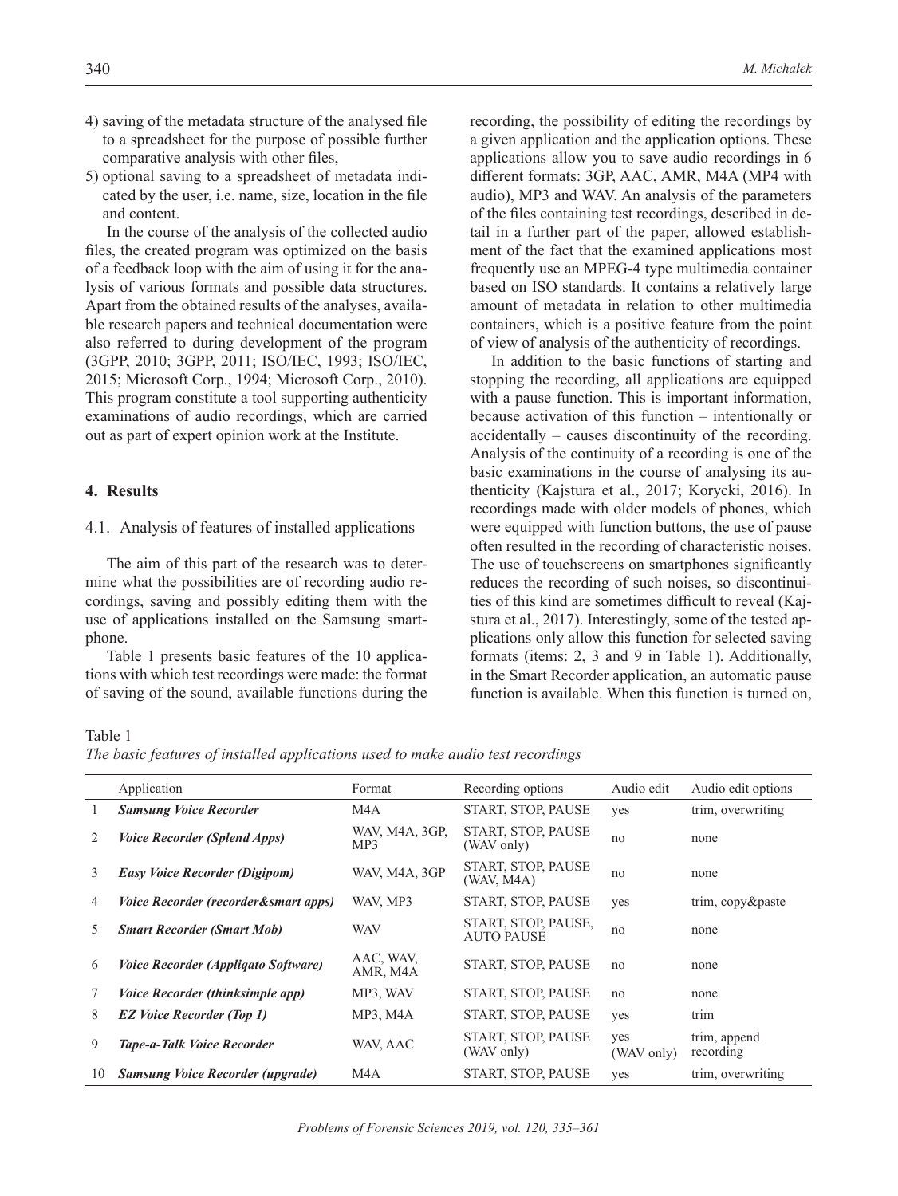4) saving of the metadata structure of the analysed file to a spreadsheet for the purpose of possible further comparative analysis with other files,
5) optional saving to a spreadsheet of metadata indicated by the user, i.e. name, size, location in the file and content.

In the course of the analysis of the collected audio files, the created program was optimized on the basis of a feedback loop with the aim of using it for the analysis of various formats and possible data structures. Apart from the obtained results of the analyses, available research papers and technical documentation were also referred to during development of the program (3GPP, 2010; 3GPP, 2011; ISO/IEC, 1993; ISO/IEC, 2015; Microsoft Corp., 1994; Microsoft Corp., 2010). This program constitute a tool supporting authenticity examinations of audio recordings, which are carried out as part of expert opinion work at the Institute.

## 4. Results

### 4.1. Analysis of features of installed applications

The aim of this part of the research was to determine what the possibilities are of recording audio recordings, saving and possibly editing them with the use of applications installed on the Samsung smartphone.

Table 1 presents basic features of the 10 applications with which test recordings were made: the format of saving of the sound, available functions during the recording, the possibility of editing the recordings by a given application and the application options. These applications allow you to save audio recordings in 6 different formats: 3GP, AAC, AMR, M4A (MP4 with audio), MP3 and WAV. An analysis of the parameters of the files containing test recordings, described in detail in a further part of the paper, allowed establishment of the fact that the examined applications most frequently use an MPEG-4 type multimedia container based on ISO standards. It contains a relatively large amount of metadata in relation to other multimedia containers, which is a positive feature from the point of view of analysis of the authenticity of recordings.

In addition to the basic functions of starting and stopping the recording, all applications are equipped with a pause function. This is important information, because activation of this function – intentionally or accidentally – causes discontinuity of the recording. Analysis of the continuity of a recording is one of the basic examinations in the course of analysing its authenticity (Kajstura et al., 2017; Korycki, 2016). In recordings made with older models of phones, which were equipped with function buttons, the use of pause often resulted in the recording of characteristic noises. The use of touchscreens on smartphones significantly reduces the recording of such noises, so discontinuities of this kind are sometimes difficult to reveal (Kajstura et al., 2017). Interestingly, some of the tested applications only allow this function for selected saving formats (items: 2, 3 and 9 in Table 1). Additionally, in the Smart Recorder application, an automatic pause function is available. When this function is turned on,

Table 1

*The basic features of installed applications used to make audio test recordings*

| | Application | Format | Recording options | Audio edit | Audio edit options |
|---|---|---|---|---|---|
| 1 | ***Samsung Voice Recorder*** | M4A | START, STOP, PAUSE | yes | trim, overwriting |
| 2 | ***Voice Recorder (Splend Apps)*** | WAV, M4A, 3GP, MP3 | START, STOP, PAUSE (WAV only) | no | none |
| 3 | ***Easy Voice Recorder (Digipom)*** | WAV, M4A, 3GP | START, STOP, PAUSE (WAV, M4A) | no | none |
| 4 | ***Voice Recorder (recorder&smart apps)*** | WAV, MP3 | START, STOP, PAUSE | yes | trim, copy&paste |
| 5 | ***Smart Recorder (Smart Mob)*** | WAV | START, STOP, PAUSE, AUTO PAUSE | no | none |
| 6 | ***Voice Recorder (Appliqato Software)*** | AAC, WAV, AMR, M4A | START, STOP, PAUSE | no | none |
| 7 | ***Voice Recorder (thinksimple app)*** | MP3, WAV | START, STOP, PAUSE | no | none |
| 8 | ***EZ Voice Recorder (Top 1)*** | MP3, M4A | START, STOP, PAUSE | yes | trim |
| 9 | ***Tape-a-Talk Voice Recorder*** | WAV, AAC | START, STOP, PAUSE (WAV only) | yes (WAV only) | trim, append recording |
| 10 | ***Samsung Voice Recorder (upgrade)*** | M4A | START, STOP, PAUSE | yes | trim, overwriting |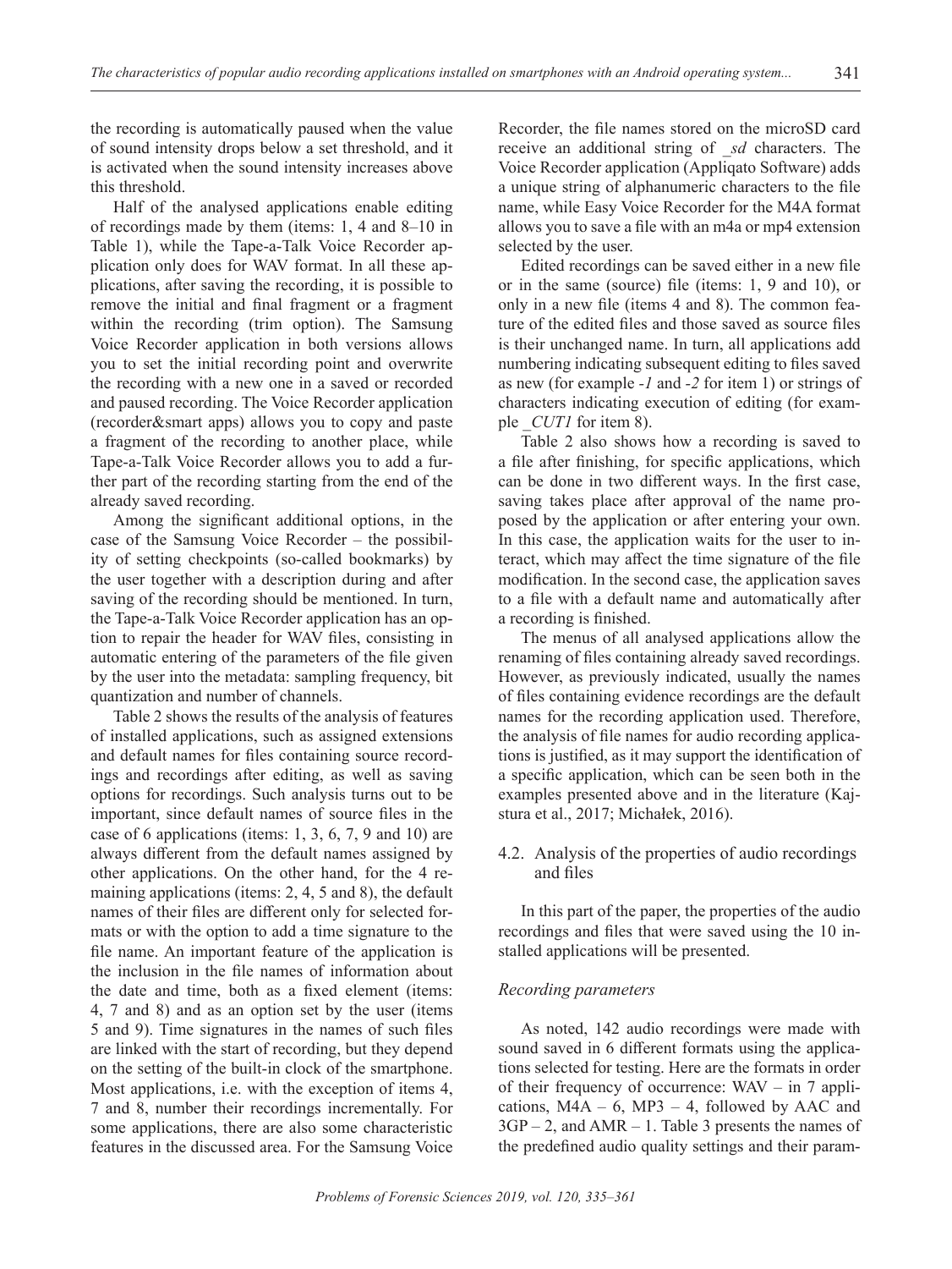the recording is automatically paused when the value of sound intensity drops below a set threshold, and it is activated when the sound intensity increases above this threshold.

Half of the analysed applications enable editing of recordings made by them (items: 1, 4 and 8–10 in Table 1), while the Tape-a-Talk Voice Recorder application only does for WAV format. In all these applications, after saving the recording, it is possible to remove the initial and final fragment or a fragment within the recording (trim option). The Samsung Voice Recorder application in both versions allows you to set the initial recording point and overwrite the recording with a new one in a saved or recorded and paused recording. The Voice Recorder application (recorder&smart apps) allows you to copy and paste a fragment of the recording to another place, while Tape-a-Talk Voice Recorder allows you to add a further part of the recording starting from the end of the already saved recording.

Among the significant additional options, in the case of the Samsung Voice Recorder – the possibility of setting checkpoints (so-called bookmarks) by the user together with a description during and after saving of the recording should be mentioned. In turn, the Tape-a-Talk Voice Recorder application has an option to repair the header for WAV files, consisting in automatic entering of the parameters of the file given by the user into the metadata: sampling frequency, bit quantization and number of channels.

Table 2 shows the results of the analysis of features of installed applications, such as assigned extensions and default names for files containing source recordings and recordings after editing, as well as saving options for recordings. Such analysis turns out to be important, since default names of source files in the case of 6 applications (items: 1, 3, 6, 7, 9 and 10) are always different from the default names assigned by other applications. On the other hand, for the 4 remaining applications (items: 2, 4, 5 and 8), the default names of their files are different only for selected formats or with the option to add a time signature to the file name. An important feature of the application is the inclusion in the file names of information about the date and time, both as a fixed element (items: 4, 7 and 8) and as an option set by the user (items 5 and 9). Time signatures in the names of such files are linked with the start of recording, but they depend on the setting of the built-in clock of the smartphone. Most applications, i.e. with the exception of items 4, 7 and 8, number their recordings incrementally. For some applications, there are also some characteristic features in the discussed area. For the Samsung Voice Recorder, the file names stored on the microSD card receive an additional string of *_sd* characters. The Voice Recorder application (Appliqato Software) adds a unique string of alphanumeric characters to the file name, while Easy Voice Recorder for the M4A format allows you to save a file with an m4a or mp4 extension selected by the user.

Edited recordings can be saved either in a new file or in the same (source) file (items: 1, 9 and 10), or only in a new file (items 4 and 8). The common feature of the edited files and those saved as source files is their unchanged name. In turn, all applications add numbering indicating subsequent editing to files saved as new (for example *-1* and *-2* for item 1) or strings of characters indicating execution of editing (for example *_CUT1* for item 8).

Table 2 also shows how a recording is saved to a file after finishing, for specific applications, which can be done in two different ways. In the first case, saving takes place after approval of the name proposed by the application or after entering your own. In this case, the application waits for the user to interact, which may affect the time signature of the file modification. In the second case, the application saves to a file with a default name and automatically after a recording is finished.

The menus of all analysed applications allow the renaming of files containing already saved recordings. However, as previously indicated, usually the names of files containing evidence recordings are the default names for the recording application used. Therefore, the analysis of file names for audio recording applications is justified, as it may support the identification of a specific application, which can be seen both in the examples presented above and in the literature (Kajstura et al., 2017; Michałek, 2016).

## 4.2. Analysis of the properties of audio recordings and files

In this part of the paper, the properties of the audio recordings and files that were saved using the 10 installed applications will be presented.

*Recording parameters*

As noted, 142 audio recordings were made with sound saved in 6 different formats using the applications selected for testing. Here are the formats in order of their frequency of occurrence: WAV – in 7 applications, M4A – 6, MP3 – 4, followed by AAC and 3GP – 2, and AMR – 1. Table 3 presents the names of the predefined audio quality settings and their param-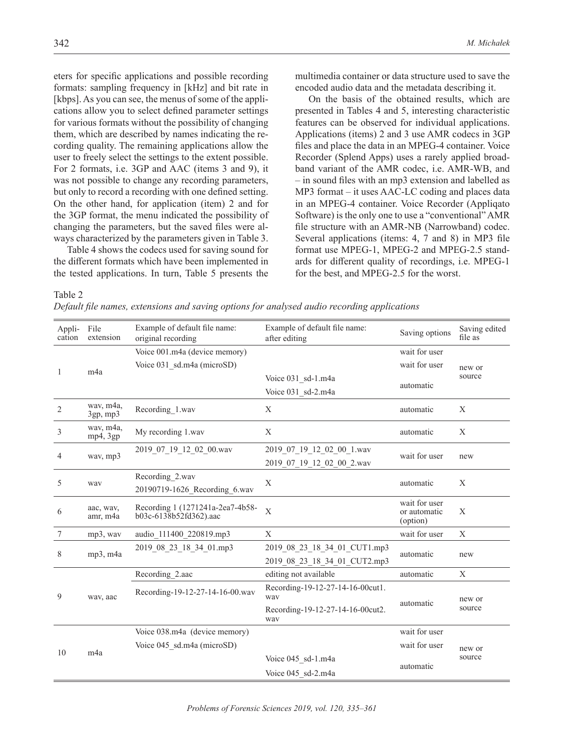eters for specific applications and possible recording formats: sampling frequency in [kHz] and bit rate in [kbps]. As you can see, the menus of some of the applications allow you to select defined parameter settings for various formats without the possibility of changing them, which are described by names indicating the recording quality. The remaining applications allow the user to freely select the settings to the extent possible. For 2 formats, i.e. 3GP and AAC (items 3 and 9), it was not possible to change any recording parameters, but only to record a recording with one defined setting. On the other hand, for application (item) 2 and for the 3GP format, the menu indicated the possibility of changing the parameters, but the saved files were always characterized by the parameters given in Table 3.

Table 4 shows the codecs used for saving sound for the different formats which have been implemented in the tested applications. In turn, Table 5 presents the multimedia container or data structure used to save the encoded audio data and the metadata describing it.

On the basis of the obtained results, which are presented in Tables 4 and 5, interesting characteristic features can be observed for individual applications. Applications (items) 2 and 3 use AMR codecs in 3GP files and place the data in an MPEG-4 container. Voice Recorder (Splend Apps) uses a rarely applied broadband variant of the AMR codec, i.e. AMR-WB, and – in sound files with an mp3 extension and labelled as MP3 format – it uses AAC-LC coding and places data in an MPEG-4 container. Voice Recorder (Appliqato Software) is the only one to use a "conventional" AMR file structure with an AMR-NB (Narrowband) codec. Several applications (items: 4, 7 and 8) in MP3 file format use MPEG-1, MPEG-2 and MPEG-2.5 standards for different quality of recordings, i.e. MPEG-1 for the best, and MPEG-2.5 for the worst.

Table 2

*Default file names, extensions and saving options for analysed audio recording applications*

| Application | File extension | Example of default file name: original recording | Example of default file name: after editing | Saving options | Saving edited file as |
|---|---|---|---|---|---|
| 1 | m4a | Voice 001.m4a (device memory) | | wait for user | new or source |
| | | Voice 031_sd.m4a (microSD) | | wait for user | |
| | | | Voice 031_sd-1.m4a | automatic | |
| | | | Voice 031_sd-2.m4a | | |
| 2 | wav, m4a, 3gp, mp3 | Recording_1.wav | X | automatic | X |
| 3 | wav, m4a, mp4, 3gp | My recording 1.wav | X | automatic | X |
| 4 | wav, mp3 | 2019_07_19_12_02_00.wav | 2019_07_19_12_02_00_1.wav | wait for user | new |
| | | | 2019_07_19_12_02_00_2.wav | | |
| 5 | wav | Recording_2.wav | X | automatic | X |
| | | 20190719-1626_Recording_6.wav | | | |
| 6 | aac, wav, amr, m4a | Recording 1 (1271241a-2ea7-4b58-b03c-6138b52fd362).aac | X | wait for user or automatic (option) | X |
| 7 | mp3, wav | audio_111400_220819.mp3 | X | wait for user | X |
| 8 | mp3, m4a | 2019_08_23_18_34_01.mp3 | 2019_08_23_18_34_01_CUT1.mp3 | automatic | new |
| | | | 2019_08_23_18_34_01_CUT2.mp3 | | |
| 9 | wav, aac | Recording_2.aac | editing not available | automatic | X |
| | | Recording-19-12-27-14-16-00.wav | Recording-19-12-27-14-16-00cut1.wav | automatic | new or source |
| | | | Recording-19-12-27-14-16-00cut2.wav | | |
| 10 | m4a | Voice 038.m4a (device memory) | | wait for user | new or source |
| | | Voice 045_sd.m4a (microSD) | | wait for user | |
| | | | Voice 045_sd-1.m4a | automatic | |
| | | | Voice 045_sd-2.m4a | | |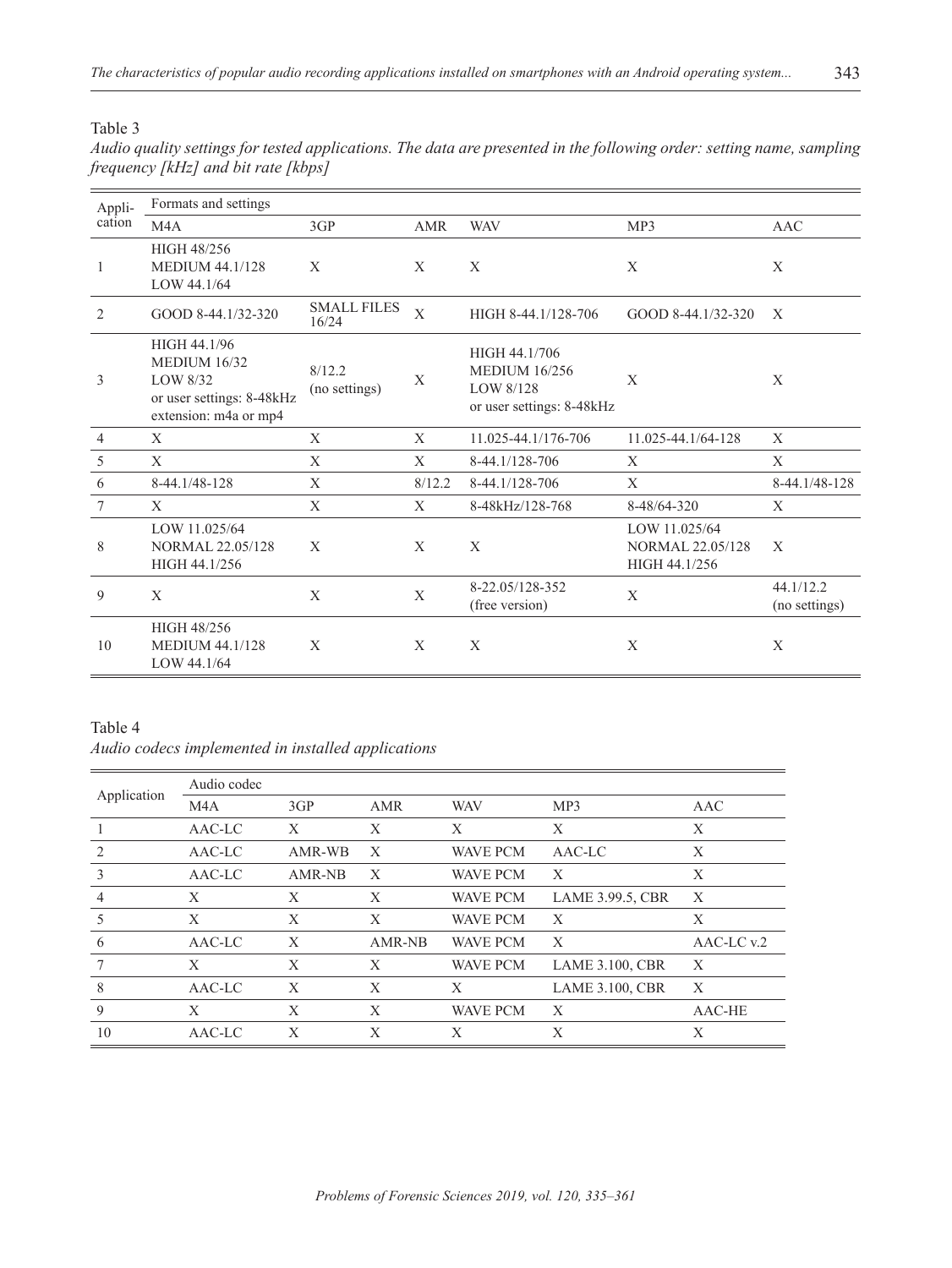Table 3

*Audio quality settings for tested applications. The data are presented in the following order: setting name, sampling frequency [kHz] and bit rate [kbps]*

| Application | Formats and settings | | | | | |
|---|---|---|---|---|---|---|
| | M4A | 3GP | AMR | WAV | MP3 | AAC |
| 1 | HIGH 48/256<br>MEDIUM 44.1/128<br>LOW 44.1/64 | X | X | X | X | X |
| 2 | GOOD 8-44.1/32-320 | SMALL FILES 16/24 | X | HIGH 8-44.1/128-706 | GOOD 8-44.1/32-320 | X |
| 3 | HIGH 44.1/96<br>MEDIUM 16/32<br>LOW 8/32<br>or user settings: 8-48kHz<br>extension: m4a or mp4 | 8/12.2<br>(no settings) | X | HIGH 44.1/706<br>MEDIUM 16/256<br>LOW 8/128<br>or user settings: 8-48kHz | X | X |
| 4 | X | X | X | 11.025-44.1/176-706 | 11.025-44.1/64-128 | X |
| 5 | X | X | X | 8-44.1/128-706 | X | X |
| 6 | 8-44.1/48-128 | X | 8/12.2 | 8-44.1/128-706 | X | 8-44.1/48-128 |
| 7 | X | X | X | 8-48kHz/128-768 | 8-48/64-320 | X |
| 8 | LOW 11.025/64<br>NORMAL 22.05/128<br>HIGH 44.1/256 | X | X | X | LOW 11.025/64<br>NORMAL 22.05/128<br>HIGH 44.1/256 | X |
| 9 | X | X | X | 8-22.05/128-352<br>(free version) | X | 44.1/12.2<br>(no settings) |
| 10 | HIGH 48/256<br>MEDIUM 44.1/128<br>LOW 44.1/64 | X | X | X | X | X |

Table 4

*Audio codecs implemented in installed applications*

| Application | Audio codec | | | | | |
|---|---|---|---|---|---|---|
| | M4A | 3GP | AMR | WAV | MP3 | AAC |
| 1 | AAC-LC | X | X | X | X | X |
| 2 | AAC-LC | AMR-WB | X | WAVE PCM | AAC-LC | X |
| 3 | AAC-LC | AMR-NB | X | WAVE PCM | X | X |
| 4 | X | X | X | WAVE PCM | LAME 3.99.5, CBR | X |
| 5 | X | X | X | WAVE PCM | X | X |
| 6 | AAC-LC | X | AMR-NB | WAVE PCM | X | AAC-LC v.2 |
| 7 | X | X | X | WAVE PCM | LAME 3.100, CBR | X |
| 8 | AAC-LC | X | X | X | LAME 3.100, CBR | X |
| 9 | X | X | X | WAVE PCM | X | AAC-HE |
| 10 | AAC-LC | X | X | X | X | X |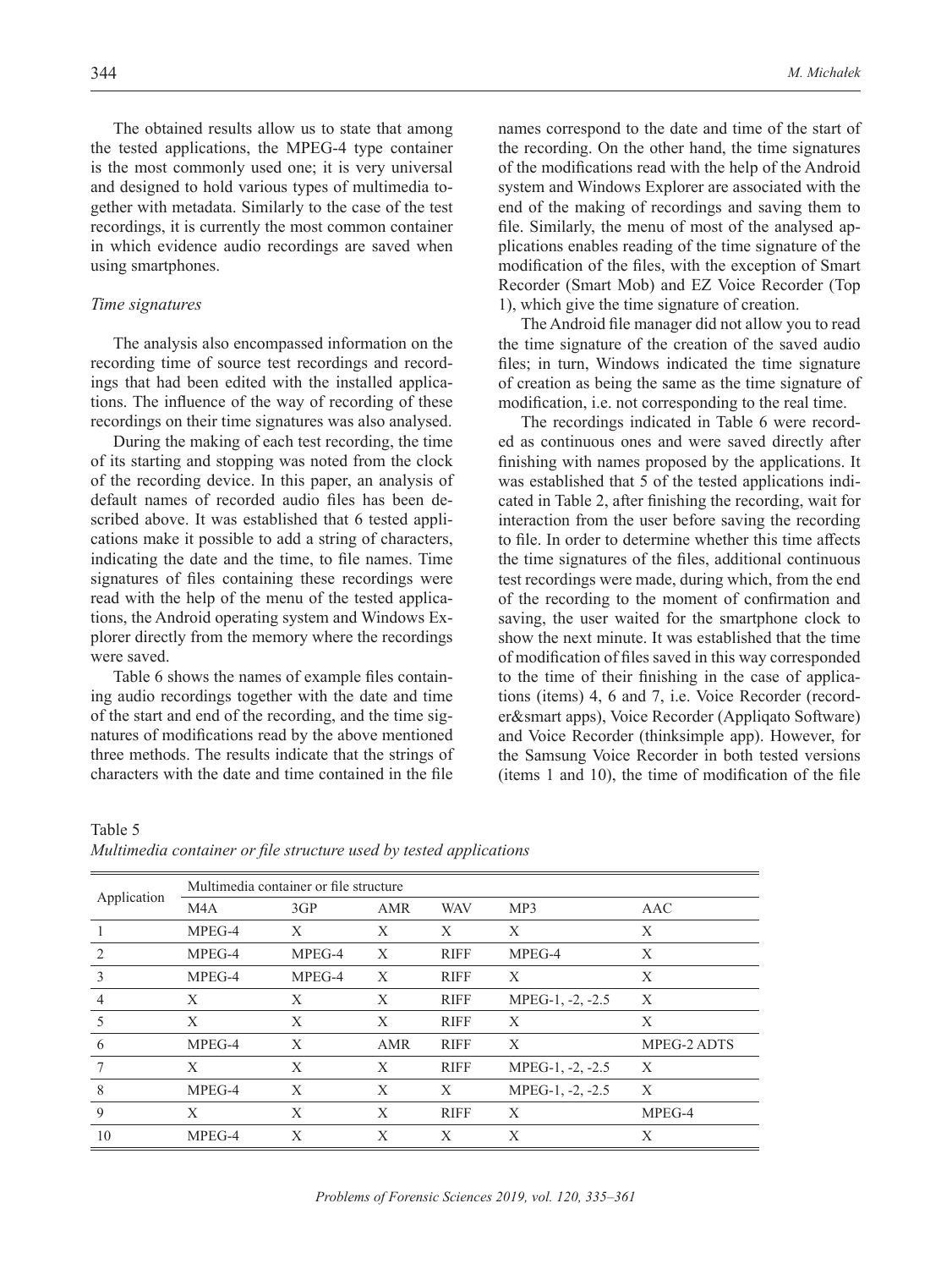The obtained results allow us to state that among the tested applications, the MPEG-4 type container is the most commonly used one; it is very universal and designed to hold various types of multimedia together with metadata. Similarly to the case of the test recordings, it is currently the most common container in which evidence audio recordings are saved when using smartphones.

*Time signatures*

The analysis also encompassed information on the recording time of source test recordings and recordings that had been edited with the installed applications. The influence of the way of recording of these recordings on their time signatures was also analysed.

During the making of each test recording, the time of its starting and stopping was noted from the clock of the recording device. In this paper, an analysis of default names of recorded audio files has been described above. It was established that 6 tested applications make it possible to add a string of characters, indicating the date and the time, to file names. Time signatures of files containing these recordings were read with the help of the menu of the tested applications, the Android operating system and Windows Explorer directly from the memory where the recordings were saved.

Table 6 shows the names of example files containing audio recordings together with the date and time of the start and end of the recording, and the time signatures of modifications read by the above mentioned three methods. The results indicate that the strings of characters with the date and time contained in the file names correspond to the date and time of the start of the recording. On the other hand, the time signatures of the modifications read with the help of the Android system and Windows Explorer are associated with the end of the making of recordings and saving them to file. Similarly, the menu of most of the analysed applications enables reading of the time signature of the modification of the files, with the exception of Smart Recorder (Smart Mob) and EZ Voice Recorder (Top 1), which give the time signature of creation.

The Android file manager did not allow you to read the time signature of the creation of the saved audio files; in turn, Windows indicated the time signature of creation as being the same as the time signature of modification, i.e. not corresponding to the real time.

The recordings indicated in Table 6 were recorded as continuous ones and were saved directly after finishing with names proposed by the applications. It was established that 5 of the tested applications indicated in Table 2, after finishing the recording, wait for interaction from the user before saving the recording to file. In order to determine whether this time affects the time signatures of the files, additional continuous test recordings were made, during which, from the end of the recording to the moment of confirmation and saving, the user waited for the smartphone clock to show the next minute. It was established that the time of modification of files saved in this way corresponded to the time of their finishing in the case of applications (items) 4, 6 and 7, i.e. Voice Recorder (recorder&smart apps), Voice Recorder (Appliqato Software) and Voice Recorder (thinksimple app). However, for the Samsung Voice Recorder in both tested versions (items 1 and 10), the time of modification of the file

Table 5
*Multimedia container or file structure used by tested applications*

| Application | Multimedia container or file structure | | | | | |
|---|---|---|---|---|---|---|
| | M4A | 3GP | AMR | WAV | MP3 | AAC |
| 1 | MPEG-4 | X | X | X | X | X |
| 2 | MPEG-4 | MPEG-4 | X | RIFF | MPEG-4 | X |
| 3 | MPEG-4 | MPEG-4 | X | RIFF | X | X |
| 4 | X | X | X | RIFF | MPEG-1, -2, -2.5 | X |
| 5 | X | X | X | RIFF | X | X |
| 6 | MPEG-4 | X | AMR | RIFF | X | MPEG-2 ADTS |
| 7 | X | X | X | RIFF | MPEG-1, -2, -2.5 | X |
| 8 | MPEG-4 | X | X | X | MPEG-1, -2, -2.5 | X |
| 9 | X | X | X | RIFF | X | MPEG-4 |
| 10 | MPEG-4 | X | X | X | X | X |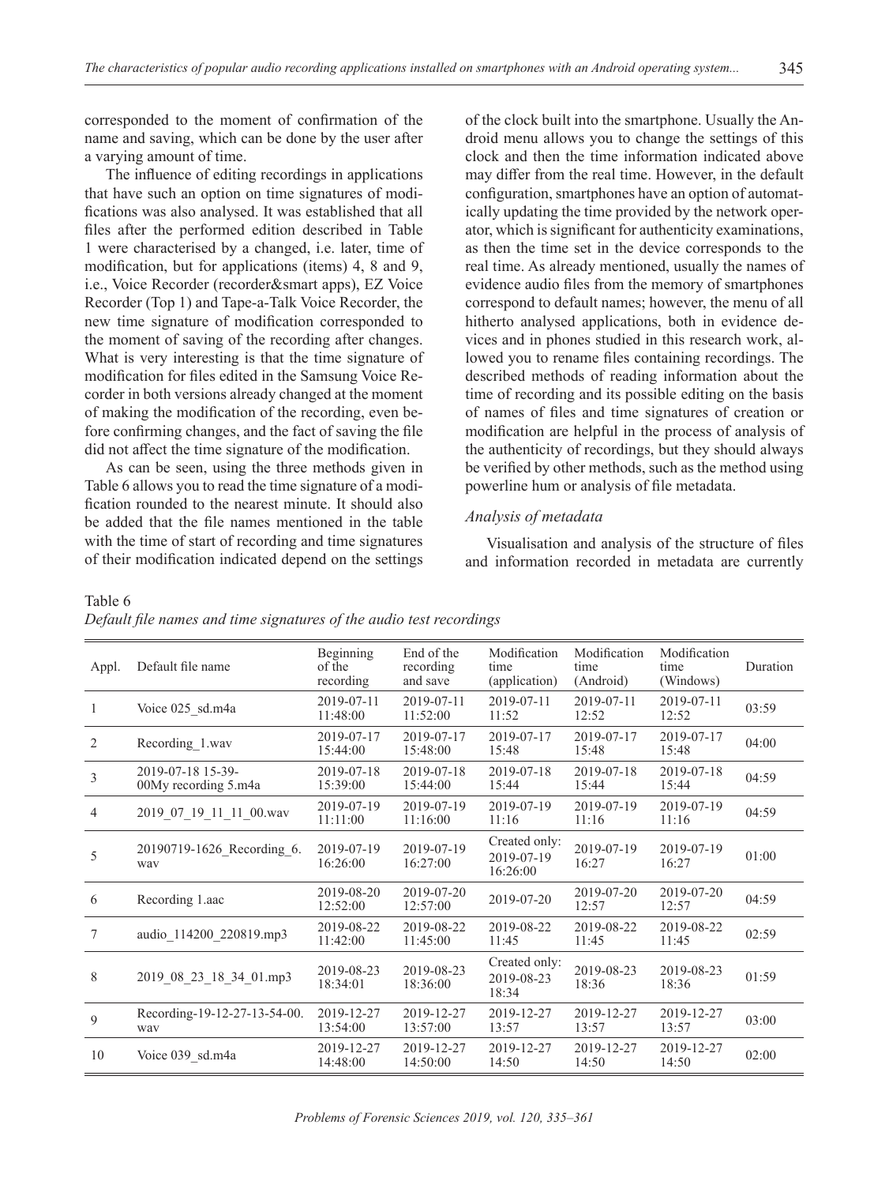corresponded to the moment of confirmation of the name and saving, which can be done by the user after a varying amount of time.

The influence of editing recordings in applications that have such an option on time signatures of modifications was also analysed. It was established that all files after the performed edition described in Table 1 were characterised by a changed, i.e. later, time of modification, but for applications (items) 4, 8 and 9, i.e., Voice Recorder (recorder&smart apps), EZ Voice Recorder (Top 1) and Tape-a-Talk Voice Recorder, the new time signature of modification corresponded to the moment of saving of the recording after changes. What is very interesting is that the time signature of modification for files edited in the Samsung Voice Recorder in both versions already changed at the moment of making the modification of the recording, even before confirming changes, and the fact of saving the file did not affect the time signature of the modification.

As can be seen, using the three methods given in Table 6 allows you to read the time signature of a modification rounded to the nearest minute. It should also be added that the file names mentioned in the table with the time of start of recording and time signatures of their modification indicated depend on the settings of the clock built into the smartphone. Usually the Android menu allows you to change the settings of this clock and then the time information indicated above may differ from the real time. However, in the default configuration, smartphones have an option of automatically updating the time provided by the network operator, which is significant for authenticity examinations, as then the time set in the device corresponds to the real time. As already mentioned, usually the names of evidence audio files from the memory of smartphones correspond to default names; however, the menu of all hitherto analysed applications, both in evidence devices and in phones studied in this research work, allowed you to rename files containing recordings. The described methods of reading information about the time of recording and its possible editing on the basis of names of files and time signatures of creation or modification are helpful in the process of analysis of the authenticity of recordings, but they should always be verified by other methods, such as the method using powerline hum or analysis of file metadata.

### *Analysis of metadata*

Visualisation and analysis of the structure of files and information recorded in metadata are currently

Table 6
*Default file names and time signatures of the audio test recordings*

| Appl. | Default file name | Beginning of the recording | End of the recording and save | Modification time (application) | Modification time (Android) | Modification time (Windows) | Duration |
|---|---|---|---|---|---|---|---|
| 1 | Voice 025_sd.m4a | 2019-07-11 11:48:00 | 2019-07-11 11:52:00 | 2019-07-11 11:52 | 2019-07-11 12:52 | 2019-07-11 12:52 | 03:59 |
| 2 | Recording_1.wav | 2019-07-17 15:44:00 | 2019-07-17 15:48:00 | 2019-07-17 15:48 | 2019-07-17 15:48 | 2019-07-17 15:48 | 04:00 |
| 3 | 2019-07-18 15-39-00My recording 5.m4a | 2019-07-18 15:39:00 | 2019-07-18 15:44:00 | 2019-07-18 15:44 | 2019-07-18 15:44 | 2019-07-18 15:44 | 04:59 |
| 4 | 2019_07_19_11_11_00.wav | 2019-07-19 11:11:00 | 2019-07-19 11:16:00 | 2019-07-19 11:16 | 2019-07-19 11:16 | 2019-07-19 11:16 | 04:59 |
| 5 | 20190719-1626_Recording_6.wav | 2019-07-19 16:26:00 | 2019-07-19 16:27:00 | Created only: 2019-07-19 16:26:00 | 2019-07-19 16:27 | 2019-07-19 16:27 | 01:00 |
| 6 | Recording 1.aac | 2019-08-20 12:52:00 | 2019-07-20 12:57:00 | 2019-07-20 | 2019-07-20 12:57 | 2019-07-20 12:57 | 04:59 |
| 7 | audio_114200_220819.mp3 | 2019-08-22 11:42:00 | 2019-08-22 11:45:00 | 2019-08-22 11:45 | 2019-08-22 11:45 | 2019-08-22 11:45 | 02:59 |
| 8 | 2019_08_23_18_34_01.mp3 | 2019-08-23 18:34:01 | 2019-08-23 18:36:00 | Created only: 2019-08-23 18:34 | 2019-08-23 18:36 | 2019-08-23 18:36 | 01:59 |
| 9 | Recording-19-12-27-13-54-00.wav | 2019-12-27 13:54:00 | 2019-12-27 13:57:00 | 2019-12-27 13:57 | 2019-12-27 13:57 | 2019-12-27 13:57 | 03:00 |
| 10 | Voice 039_sd.m4a | 2019-12-27 14:48:00 | 2019-12-27 14:50:00 | 2019-12-27 14:50 | 2019-12-27 14:50 | 2019-12-27 14:50 | 02:00 |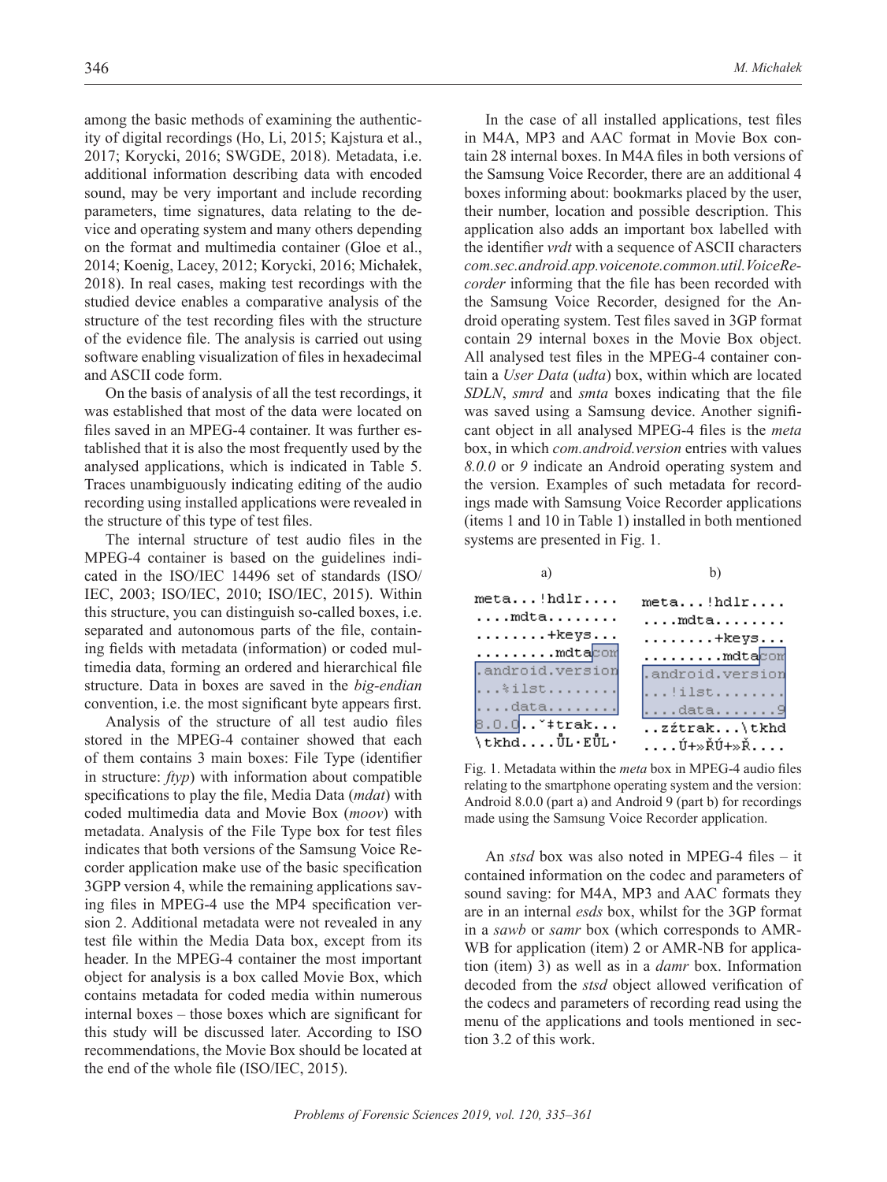among the basic methods of examining the authenticity of digital recordings (Ho, Li, 2015; Kajstura et al., 2017; Korycki, 2016; SWGDE, 2018). Metadata, i.e. additional information describing data with encoded sound, may be very important and include recording parameters, time signatures, data relating to the device and operating system and many others depending on the format and multimedia container (Gloe et al., 2014; Koenig, Lacey, 2012; Korycki, 2016; Michałek, 2018). In real cases, making test recordings with the studied device enables a comparative analysis of the structure of the test recording files with the structure of the evidence file. The analysis is carried out using software enabling visualization of files in hexadecimal and ASCII code form.

On the basis of analysis of all the test recordings, it was established that most of the data were located on files saved in an MPEG-4 container. It was further established that it is also the most frequently used by the analysed applications, which is indicated in Table 5. Traces unambiguously indicating editing of the audio recording using installed applications were revealed in the structure of this type of test files.

The internal structure of test audio files in the MPEG-4 container is based on the guidelines indicated in the ISO/IEC 14496 set of standards (ISO/IEC, 2003; ISO/IEC, 2010; ISO/IEC, 2015). Within this structure, you can distinguish so-called boxes, i.e. separated and autonomous parts of the file, containing fields with metadata (information) or coded multimedia data, forming an ordered and hierarchical file structure. Data in boxes are saved in the *big-endian* convention, i.e. the most significant byte appears first.

Analysis of the structure of all test audio files stored in the MPEG-4 container showed that each of them contains 3 main boxes: File Type (identifier in structure: *ftyp*) with information about compatible specifications to play the file, Media Data (*mdat*) with coded multimedia data and Movie Box (*moov*) with metadata. Analysis of the File Type box for test files indicates that both versions of the Samsung Voice Recorder application make use of the basic specification 3GPP version 4, while the remaining applications saving files in MPEG-4 use the MP4 specification version 2. Additional metadata were not revealed in any test file within the Media Data box, except from its header. In the MPEG-4 container the most important object for analysis is a box called Movie Box, which contains metadata for coded media within numerous internal boxes – those boxes which are significant for this study will be discussed later. According to ISO recommendations, the Movie Box should be located at the end of the whole file (ISO/IEC, 2015).

In the case of all installed applications, test files in M4A, MP3 and AAC format in Movie Box contain 28 internal boxes. In M4A files in both versions of the Samsung Voice Recorder, there are an additional 4 boxes informing about: bookmarks placed by the user, their number, location and possible description. This application also adds an important box labelled with the identifier *vrdt* with a sequence of ASCII characters *com.sec.android.app.voicenote.common.util.VoiceRecorder* informing that the file has been recorded with the Samsung Voice Recorder, designed for the Android operating system. Test files saved in 3GP format contain 29 internal boxes in the Movie Box object. All analysed test files in the MPEG-4 container contain a *User Data* (*udta*) box, within which are located *SDLN*, *smrd* and *smta* boxes indicating that the file was saved using a Samsung device. Another significant object in all analysed MPEG-4 files is the *meta* box, in which *com.android.version* entries with values *8.0.0* or *9* indicate an Android operating system and the version. Examples of such metadata for recordings made with Samsung Voice Recorder applications (items 1 and 10 in Table 1) installed in both mentioned systems are presented in Fig. 1.

a) b)

```
meta...!hdlr....        meta...!hdlr....
....mdta........        ....mdta........
........+keys...        ........+keys...
.........mdtacom        .........mdtacom
.android.version        .android.version
...%ilst........        ...!ilst........
....data........        ....data.......9
8.0.0..˘‡trak...        ..zźtrak...\tkhd
\tkhd....ŮL·EŮL·        ....Ú+»ŘÚ+»Ř....
```

Fig. 1. Metadata within the *meta* box in MPEG-4 audio files relating to the smartphone operating system and the version: Android 8.0.0 (part a) and Android 9 (part b) for recordings made using the Samsung Voice Recorder application.

An *stsd* box was also noted in MPEG-4 files – it contained information on the codec and parameters of sound saving: for M4A, MP3 and AAC formats they are in an internal *esds* box, whilst for the 3GP format in a *sawb* or *samr* box (which corresponds to AMR-WB for application (item) 2 or AMR-NB for application (item) 3) as well as in a *damr* box. Information decoded from the *stsd* object allowed verification of the codecs and parameters of recording read using the menu of the applications and tools mentioned in section 3.2 of this work.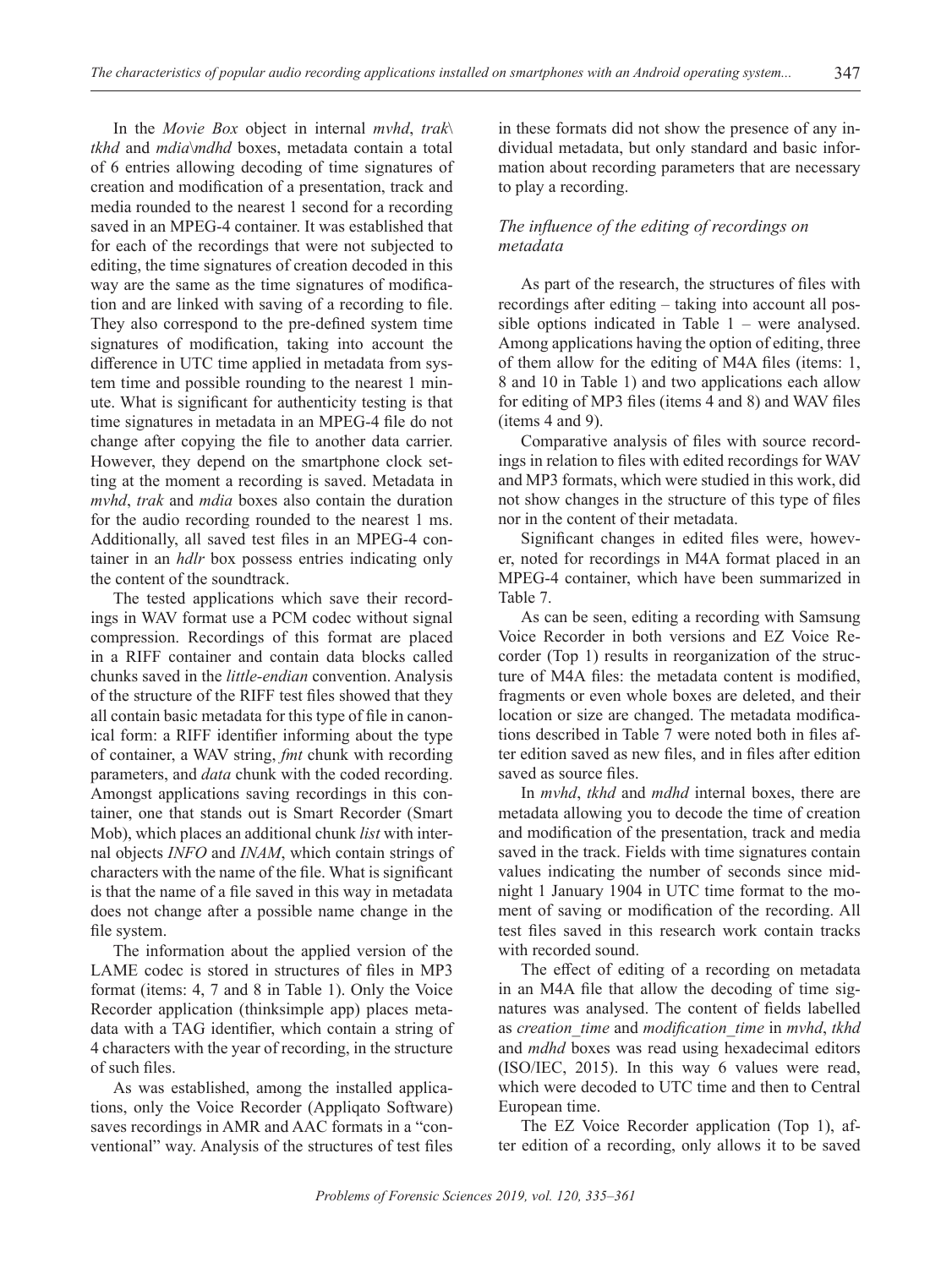In the *Movie Box* object in internal *mvhd*, *trak\tkhd* and *mdia\mdhd* boxes, metadata contain a total of 6 entries allowing decoding of time signatures of creation and modification of a presentation, track and media rounded to the nearest 1 second for a recording saved in an MPEG-4 container. It was established that for each of the recordings that were not subjected to editing, the time signatures of creation decoded in this way are the same as the time signatures of modification and are linked with saving of a recording to file. They also correspond to the pre-defined system time signatures of modification, taking into account the difference in UTC time applied in metadata from system time and possible rounding to the nearest 1 minute. What is significant for authenticity testing is that time signatures in metadata in an MPEG-4 file do not change after copying the file to another data carrier. However, they depend on the smartphone clock setting at the moment a recording is saved. Metadata in *mvhd*, *trak* and *mdia* boxes also contain the duration for the audio recording rounded to the nearest 1 ms. Additionally, all saved test files in an MPEG-4 container in an *hdlr* box possess entries indicating only the content of the soundtrack.

The tested applications which save their recordings in WAV format use a PCM codec without signal compression. Recordings of this format are placed in a RIFF container and contain data blocks called chunks saved in the *little-endian* convention. Analysis of the structure of the RIFF test files showed that they all contain basic metadata for this type of file in canonical form: a RIFF identifier informing about the type of container, a WAV string, *fmt* chunk with recording parameters, and *data* chunk with the coded recording. Amongst applications saving recordings in this container, one that stands out is Smart Recorder (Smart Mob), which places an additional chunk *list* with internal objects *INFO* and *INAM*, which contain strings of characters with the name of the file. What is significant is that the name of a file saved in this way in metadata does not change after a possible name change in the file system.

The information about the applied version of the LAME codec is stored in structures of files in MP3 format (items: 4, 7 and 8 in Table 1). Only the Voice Recorder application (thinksimple app) places metadata with a TAG identifier, which contain a string of 4 characters with the year of recording, in the structure of such files.

As was established, among the installed applications, only the Voice Recorder (Appliqato Software) saves recordings in AMR and AAC formats in a "conventional" way. Analysis of the structures of test files in these formats did not show the presence of any individual metadata, but only standard and basic information about recording parameters that are necessary to play a recording.

### *The influence of the editing of recordings on metadata*

As part of the research, the structures of files with recordings after editing – taking into account all possible options indicated in Table 1 – were analysed. Among applications having the option of editing, three of them allow for the editing of M4A files (items: 1, 8 and 10 in Table 1) and two applications each allow for editing of MP3 files (items 4 and 8) and WAV files (items 4 and 9).

Comparative analysis of files with source recordings in relation to files with edited recordings for WAV and MP3 formats, which were studied in this work, did not show changes in the structure of this type of files nor in the content of their metadata.

Significant changes in edited files were, however, noted for recordings in M4A format placed in an MPEG-4 container, which have been summarized in Table 7.

As can be seen, editing a recording with Samsung Voice Recorder in both versions and EZ Voice Recorder (Top 1) results in reorganization of the structure of M4A files: the metadata content is modified, fragments or even whole boxes are deleted, and their location or size are changed. The metadata modifications described in Table 7 were noted both in files after edition saved as new files, and in files after edition saved as source files.

In *mvhd*, *tkhd* and *mdhd* internal boxes, there are metadata allowing you to decode the time of creation and modification of the presentation, track and media saved in the track. Fields with time signatures contain values indicating the number of seconds since midnight 1 January 1904 in UTC time format to the moment of saving or modification of the recording. All test files saved in this research work contain tracks with recorded sound.

The effect of editing of a recording on metadata in an M4A file that allow the decoding of time signatures was analysed. The content of fields labelled as *creation_time* and *modification_time* in *mvhd*, *tkhd* and *mdhd* boxes was read using hexadecimal editors (ISO/IEC, 2015). In this way 6 values were read, which were decoded to UTC time and then to Central European time.

The EZ Voice Recorder application (Top 1), after edition of a recording, only allows it to be saved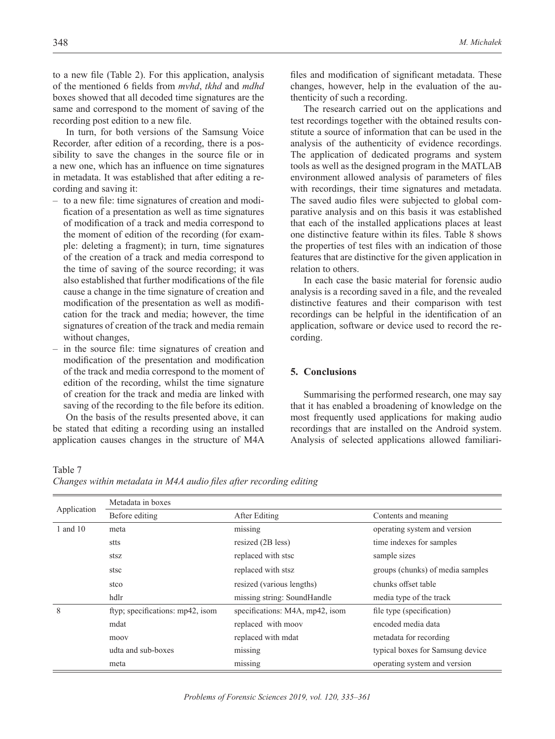to a new file (Table 2). For this application, analysis of the mentioned 6 fields from *mvhd*, *tkhd* and *mdhd* boxes showed that all decoded time signatures are the same and correspond to the moment of saving of the recording post edition to a new file.

In turn, for both versions of the Samsung Voice Recorder*,* after edition of a recording, there is a possibility to save the changes in the source file or in a new one, which has an influence on time signatures in metadata. It was established that after editing a recording and saving it:

- to a new file: time signatures of creation and modification of a presentation as well as time signatures of modification of a track and media correspond to the moment of edition of the recording (for example: deleting a fragment); in turn, time signatures of the creation of a track and media correspond to the time of saving of the source recording; it was also established that further modifications of the file cause a change in the time signature of creation and modification of the presentation as well as modification for the track and media; however, the time signatures of creation of the track and media remain without changes,
- in the source file: time signatures of creation and modification of the presentation and modification of the track and media correspond to the moment of edition of the recording, whilst the time signature of creation for the track and media are linked with saving of the recording to the file before its edition.

On the basis of the results presented above, it can be stated that editing a recording using an installed application causes changes in the structure of M4A files and modification of significant metadata. These changes, however, help in the evaluation of the authenticity of such a recording.

The research carried out on the applications and test recordings together with the obtained results constitute a source of information that can be used in the analysis of the authenticity of evidence recordings. The application of dedicated programs and system tools as well as the designed program in the MATLAB environment allowed analysis of parameters of files with recordings, their time signatures and metadata. The saved audio files were subjected to global comparative analysis and on this basis it was established that each of the installed applications places at least one distinctive feature within its files. Table 8 shows the properties of test files with an indication of those features that are distinctive for the given application in relation to others.

In each case the basic material for forensic audio analysis is a recording saved in a file, and the revealed distinctive features and their comparison with test recordings can be helpful in the identification of an application, software or device used to record the recording.

## 5. Conclusions

Summarising the performed research, one may say that it has enabled a broadening of knowledge on the most frequently used applications for making audio recordings that are installed on the Android system. Analysis of selected applications allowed familiari-

Table 7
*Changes within metadata in M4A audio files after recording editing*

| Application | Metadata in boxes | | |
|---|---|---|---|
| | Before editing | After Editing | Contents and meaning |
| 1 and 10 | meta | missing | operating system and version |
| | stts | resized (2B less) | time indexes for samples |
| | stsz | replaced with stsc | sample sizes |
| | stsc | replaced with stsz | groups (chunks) of media samples |
| | stco | resized (various lengths) | chunks offset table |
| | hdlr | missing string: SoundHandle | media type of the track |
| 8 | ftyp; specifications: mp42, isom | specifications: M4A, mp42, isom | file type (specification) |
| | mdat | replaced with moov | encoded media data |
| | moov | replaced with mdat | metadata for recording |
| | udta and sub-boxes | missing | typical boxes for Samsung device |
| | meta | missing | operating system and version |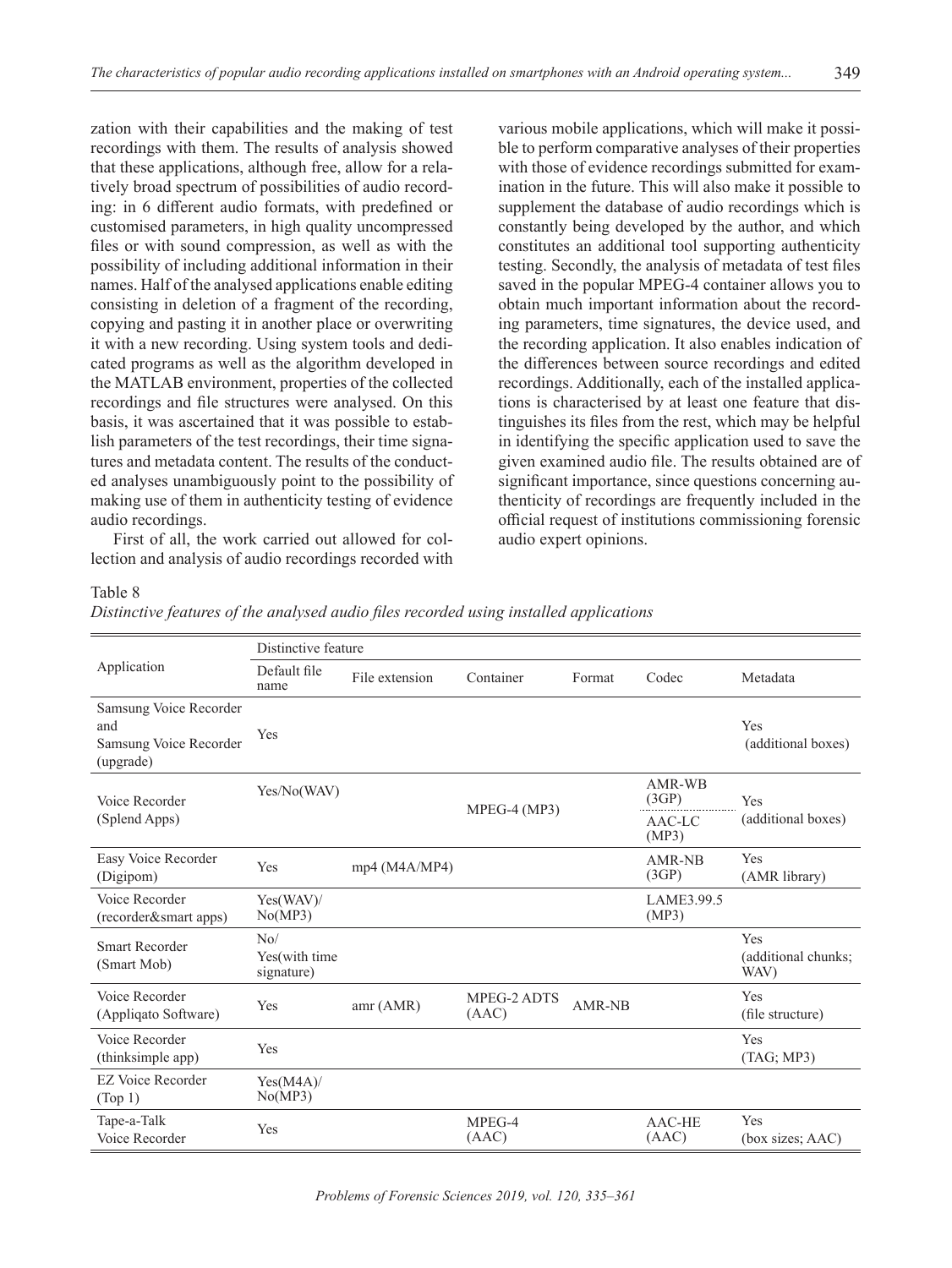zation with their capabilities and the making of test recordings with them. The results of analysis showed that these applications, although free, allow for a relatively broad spectrum of possibilities of audio recording: in 6 different audio formats, with predefined or customised parameters, in high quality uncompressed files or with sound compression, as well as with the possibility of including additional information in their names. Half of the analysed applications enable editing consisting in deletion of a fragment of the recording, copying and pasting it in another place or overwriting it with a new recording. Using system tools and dedicated programs as well as the algorithm developed in the MATLAB environment, properties of the collected recordings and file structures were analysed. On this basis, it was ascertained that it was possible to establish parameters of the test recordings, their time signatures and metadata content. The results of the conducted analyses unambiguously point to the possibility of making use of them in authenticity testing of evidence audio recordings.

First of all, the work carried out allowed for collection and analysis of audio recordings recorded with various mobile applications, which will make it possible to perform comparative analyses of their properties with those of evidence recordings submitted for examination in the future. This will also make it possible to supplement the database of audio recordings which is constantly being developed by the author, and which constitutes an additional tool supporting authenticity testing. Secondly, the analysis of metadata of test files saved in the popular MPEG-4 container allows you to obtain much important information about the recording parameters, time signatures, the device used, and the recording application. It also enables indication of the differences between source recordings and edited recordings. Additionally, each of the installed applications is characterised by at least one feature that distinguishes its files from the rest, which may be helpful in identifying the specific application used to save the given examined audio file. The results obtained are of significant importance, since questions concerning authenticity of recordings are frequently included in the official request of institutions commissioning forensic audio expert opinions.

Table 8

*Distinctive features of the analysed audio files recorded using installed applications*

| Application | Distinctive feature | | | | | |
|---|---|---|---|---|---|---|
| | Default file name | File extension | Container | Format | Codec | Metadata |
| Samsung Voice Recorder and Samsung Voice Recorder (upgrade) | Yes | | | | | Yes (additional boxes) |
| Voice Recorder (Splend Apps) | Yes/No(WAV) | | MPEG-4 (MP3) | | AMR-WB (3GP) / AAC-LC (MP3) | Yes (additional boxes) |
| Easy Voice Recorder (Digipom) | Yes | mp4 (M4A/MP4) | | | AMR-NB (3GP) | Yes (AMR library) |
| Voice Recorder (recorder&smart apps) | Yes(WAV)/ No(MP3) | | | | LAME3.99.5 (MP3) | |
| Smart Recorder (Smart Mob) | No/ Yes(with time signature) | | | | | Yes (additional chunks; WAV) |
| Voice Recorder (Appliqato Software) | Yes | amr (AMR) | MPEG-2 ADTS (AAC) | AMR-NB | | Yes (file structure) |
| Voice Recorder (thinksimple app) | Yes | | | | | Yes (TAG; MP3) |
| EZ Voice Recorder (Top 1) | Yes(M4A)/ No(MP3) | | | | | |
| Tape-a-Talk Voice Recorder | Yes | | MPEG-4 (AAC) | | AAC-HE (AAC) | Yes (box sizes; AAC) |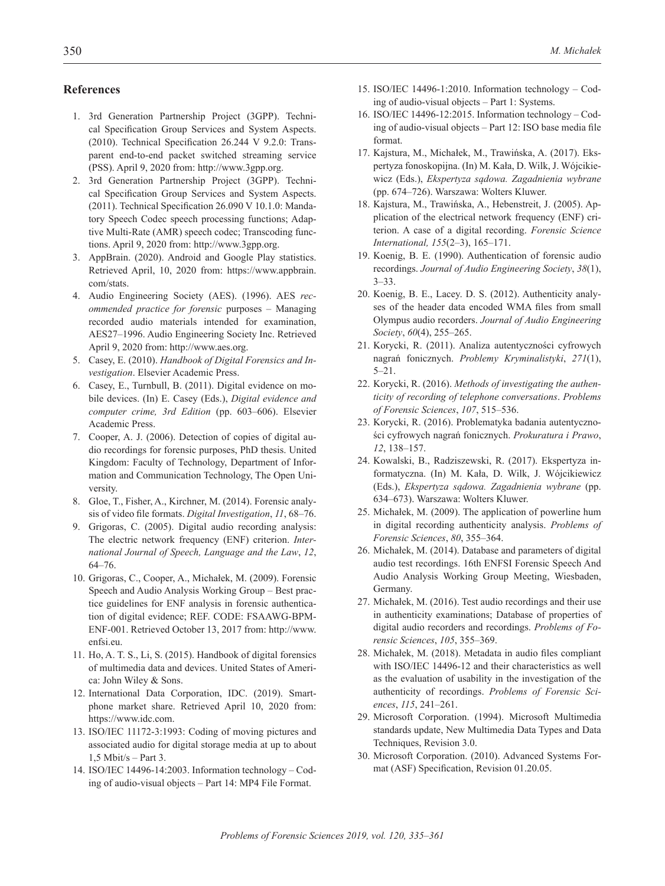## References

1. 3rd Generation Partnership Project (3GPP). Technical Specification Group Services and System Aspects. (2010). Technical Specification 26.244 V 9.2.0: Transparent end-to-end packet switched streaming service (PSS). April 9, 2020 from: http://www.3gpp.org.
2. 3rd Generation Partnership Project (3GPP). Technical Specification Group Services and System Aspects. (2011). Technical Specification 26.090 V 10.1.0: Mandatory Speech Codec speech processing functions; Adaptive Multi-Rate (AMR) speech codec; Transcoding functions. April 9, 2020 from: http://www.3gpp.org.
3. AppBrain. (2020). Android and Google Play statistics. Retrieved April, 10, 2020 from: https://www.appbrain.com/stats.
4. Audio Engineering Society (AES). (1996). AES *recommended practice for forensic* purposes – Managing recorded audio materials intended for examination, AES27–1996. Audio Engineering Society Inc. Retrieved April 9, 2020 from: http://www.aes.org.
5. Casey, E. (2010). *Handbook of Digital Forensics and Investigation*. Elsevier Academic Press.
6. Casey, E., Turnbull, B. (2011). Digital evidence on mobile devices. (In) E. Casey (Eds.), *Digital evidence and computer crime, 3rd Edition* (pp. 603–606). Elsevier Academic Press.
7. Cooper, A. J. (2006). Detection of copies of digital audio recordings for forensic purposes, PhD thesis. United Kingdom: Faculty of Technology, Department of Information and Communication Technology, The Open University.
8. Gloe, T., Fisher, A., Kirchner, M. (2014). Forensic analysis of video file formats. *Digital Investigation*, *11*, 68–76.
9. Grigoras, C. (2005). Digital audio recording analysis: The electric network frequency (ENF) criterion. *International Journal of Speech, Language and the Law*, *12*, 64–76.
10. Grigoras, C., Cooper, A., Michałek, M. (2009). Forensic Speech and Audio Analysis Working Group – Best practice guidelines for ENF analysis in forensic authentication of digital evidence; REF. CODE: FSAAWG-BPM-ENF-001. Retrieved October 13, 2017 from: http://www.enfsi.eu.
11. Ho, A. T. S., Li, S. (2015). Handbook of digital forensics of multimedia data and devices. United States of America: John Wiley & Sons.
12. International Data Corporation, IDC. (2019). Smartphone market share. Retrieved April 10, 2020 from: https://www.idc.com.
13. ISO/IEC 11172-3:1993: Coding of moving pictures and associated audio for digital storage media at up to about 1,5 Mbit/s – Part 3.
14. ISO/IEC 14496-14:2003. Information technology – Coding of audio-visual objects – Part 14: MP4 File Format.
15. ISO/IEC 14496-1:2010. Information technology – Coding of audio-visual objects – Part 1: Systems.
16. ISO/IEC 14496-12:2015. Information technology – Coding of audio-visual objects – Part 12: ISO base media file format.
17. Kajstura, M., Michałek, M., Trawińska, A. (2017). Ekspertyza fonoskopijna. (In) M. Kała, D. Wilk, J. Wójcikiewicz (Eds.), *Ekspertyza sądowa. Zagadnienia wybrane* (pp. 674–726). Warszawa: Wolters Kluwer.
18. Kajstura, M., Trawińska, A., Hebenstreit, J. (2005). Application of the electrical network frequency (ENF) criterion. A case of a digital recording. *Forensic Science International, 155*(2–3), 165–171.
19. Koenig, B. E. (1990). Authentication of forensic audio recordings. *Journal of Audio Engineering Society*, *38*(1), 3–33.
20. Koenig, B. E., Lacey. D. S. (2012). Authenticity analyses of the header data encoded WMA files from small Olympus audio recorders. *Journal of Audio Engineering Society*, *60*(4), 255–265.
21. Korycki, R. (2011). Analiza autentyczności cyfrowych nagrań fonicznych. *Problemy Kryminalistyki*, *271*(1), 5–21.
22. Korycki, R. (2016). *Methods of investigating the authenticity of recording of telephone conversations*. *Problems of Forensic Sciences*, *107*, 515–536.
23. Korycki, R. (2016). Problematyka badania autentyczności cyfrowych nagrań fonicznych. *Prokuratura i Prawo*, *12*, 138–157.
24. Kowalski, B., Radziszewski, R. (2017). Ekspertyza informatyczna. (In) M. Kała, D. Wilk, J. Wójcikiewicz (Eds.), *Ekspertyza sądowa. Zagadnienia wybrane* (pp. 634–673). Warszawa: Wolters Kluwer.
25. Michałek, M. (2009). The application of powerline hum in digital recording authenticity analysis. *Problems of Forensic Sciences*, *80*, 355–364.
26. Michałek, M. (2014). Database and parameters of digital audio test recordings. 16th ENFSI Forensic Speech And Audio Analysis Working Group Meeting, Wiesbaden, Germany.
27. Michałek, M. (2016). Test audio recordings and their use in authenticity examinations; Database of properties of digital audio recorders and recordings. *Problems of Forensic Sciences*, *105*, 355–369.
28. Michałek, M. (2018). Metadata in audio files compliant with ISO/IEC 14496-12 and their characteristics as well as the evaluation of usability in the investigation of the authenticity of recordings. *Problems of Forensic Sciences*, *115*, 241–261.
29. Microsoft Corporation. (1994). Microsoft Multimedia standards update, New Multimedia Data Types and Data Techniques, Revision 3.0.
30. Microsoft Corporation. (2010). Advanced Systems Format (ASF) Specification, Revision 01.20.05.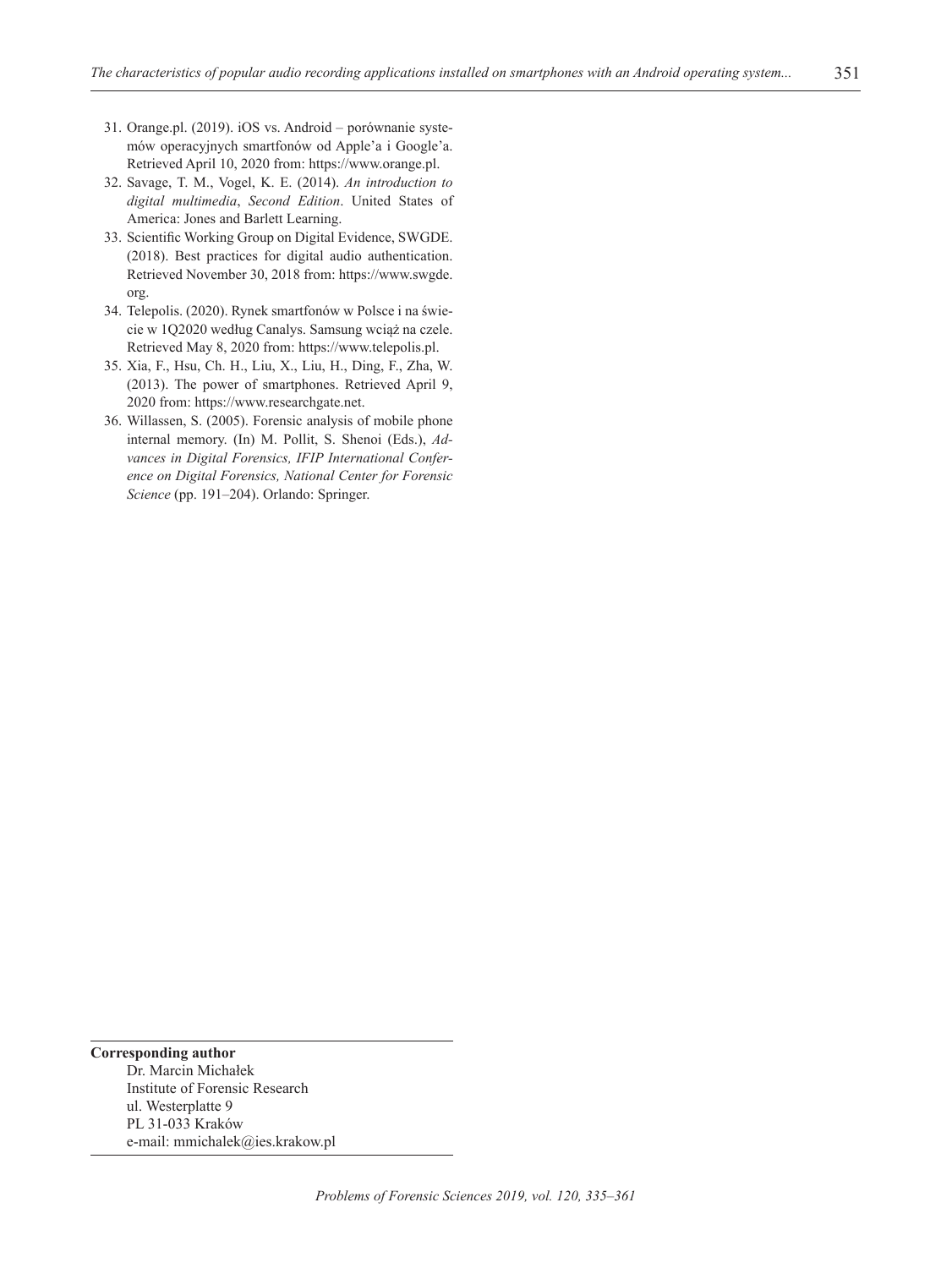31. Orange.pl. (2019). iOS vs. Android – porównanie systemów operacyjnych smartfonów od Apple'a i Google'a. Retrieved April 10, 2020 from: https://www.orange.pl.
32. Savage, T. M., Vogel, K. E. (2014). *An introduction to digital multimedia*, *Second Edition*. United States of America: Jones and Barlett Learning.
33. Scientific Working Group on Digital Evidence, SWGDE. (2018). Best practices for digital audio authentication. Retrieved November 30, 2018 from: https://www.swgde.org.
34. Telepolis. (2020). Rynek smartfonów w Polsce i na świecie w 1Q2020 według Canalys. Samsung wciąż na czele. Retrieved May 8, 2020 from: https://www.telepolis.pl.
35. Xia, F., Hsu, Ch. H., Liu, X., Liu, H., Ding, F., Zha, W. (2013). The power of smartphones. Retrieved April 9, 2020 from: https://www.researchgate.net.
36. Willassen, S. (2005). Forensic analysis of mobile phone internal memory. (In) M. Pollit, S. Shenoi (Eds.), *Advances in Digital Forensics, IFIP International Conference on Digital Forensics, National Center for Forensic Science* (pp. 191–204). Orlando: Springer.

**Corresponding author**

Dr. Marcin Michałek
Institute of Forensic Research
ul. Westerplatte 9
PL 31-033 Kraków
e-mail: mmichalek@ies.krakow.pl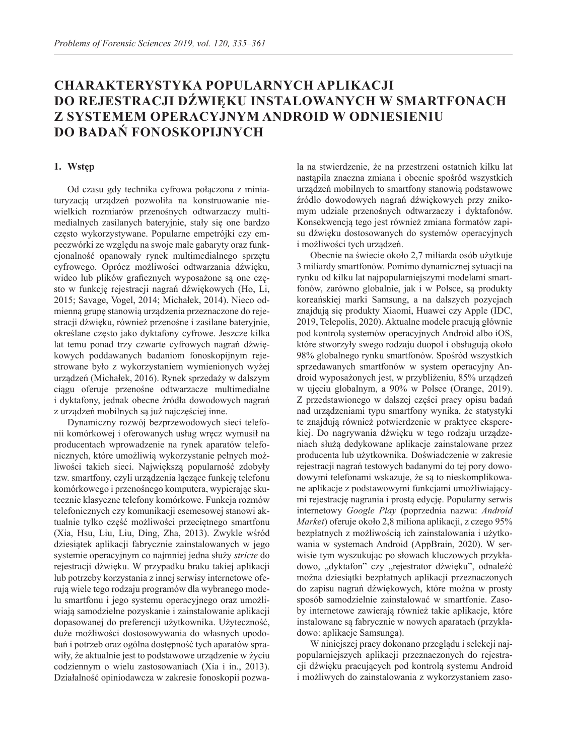# CHARAKTERYSTYKA POPULARNYCH APLIKACJI DO REJESTRACJI DŹWIĘKU INSTALOWANYCH W SMARTFONACH Z SYSTEMEM OPERACYJNYM ANDROID W ODNIESIENIU DO BADAŃ FONOSKOPIJNYCH

## 1. Wstęp

Od czasu gdy technika cyfrowa połączona z miniaturyzacją urządzeń pozwoliła na konstruowanie niewielkich rozmiarów przenośnych odtwarzaczy multimedialnych zasilanych bateryjnie, stały się one bardzo często wykorzystywane. Popularne empetrójki czy empeczwórki ze względu na swoje małe gabaryty oraz funkcjonalność opanowały rynek multimedialnego sprzętu cyfrowego. Oprócz możliwości odtwarzania dźwięku, wideo lub plików graficznych wyposażone są one często w funkcję rejestracji nagrań dźwiękowych (Ho, Li, 2015; Savage, Vogel, 2014; Michałek, 2014). Nieco odmienną grupę stanowią urządzenia przeznaczone do rejestracji dźwięku, również przenośne i zasilane bateryjnie, określane często jako dyktafony cyfrowe. Jeszcze kilka lat temu ponad trzy czwarte cyfrowych nagrań dźwiękowych poddawanych badaniom fonoskopijnym rejestrowane było z wykorzystaniem wymienionych wyżej urządzeń (Michałek, 2016). Rynek sprzedaży w dalszym ciągu oferuje przenośne odtwarzacze multimedialne i dyktafony, jednak obecne źródła dowodowych nagrań z urządzeń mobilnych są już najczęściej inne.

Dynamiczny rozwój bezprzewodowych sieci telefonii komórkowej i oferowanych usług wręcz wymusił na producentach wprowadzenie na rynek aparatów telefonicznych, które umożliwią wykorzystanie pełnych możliwości takich sieci. Największą popularność zdobyły tzw. smartfony, czyli urządzenia łączące funkcję telefonu komórkowego i przenośnego komputera, wypierając skutecznie klasyczne telefony komórkowe. Funkcja rozmów telefonicznych czy komunikacji esemesowej stanowi aktualnie tylko część możliwości przeciętnego smartfonu (Xia, Hsu, Liu, Liu, Ding, Zha, 2013). Zwykle wśród dziesiątek aplikacji fabrycznie zainstalowanych w jego systemie operacyjnym co najmniej jedna służy *stricte* do rejestracji dźwięku. W przypadku braku takiej aplikacji lub potrzeby korzystania z innej serwisy internetowe oferują wiele tego rodzaju programów dla wybranego modelu smartfonu i jego systemu operacyjnego oraz umożliwiają samodzielne pozyskanie i zainstalowanie aplikacji dopasowanej do preferencji użytkownika. Użyteczność, duże możliwości dostosowywania do własnych upodobań i potrzeb oraz ogólna dostępność tych aparatów sprawiły, że aktualnie jest to podstawowe urządzenie w życiu codziennym o wielu zastosowaniach (Xia i in., 2013). Działalność opiniodawcza w zakresie fonoskopii pozwala na stwierdzenie, że na przestrzeni ostatnich kilku lat nastąpiła znaczna zmiana i obecnie spośród wszystkich urządzeń mobilnych to smartfony stanowią podstawowe źródło dowodowych nagrań dźwiękowych przy znikomym udziale przenośnych odtwarzaczy i dyktafonów. Konsekwencją tego jest również zmiana formatów zapisu dźwięku dostosowanych do systemów operacyjnych i możliwości tych urządzeń.

Obecnie na świecie około 2,7 miliarda osób użytkuje 3 miliardy smartfonów. Pomimo dynamicznej sytuacji na rynku od kilku lat najpopularniejszymi modelami smartfonów, zarówno globalnie, jak i w Polsce, są produkty koreańskiej marki Samsung, a na dalszych pozycjach znajdują się produkty Xiaomi, Huawei czy Apple (IDC, 2019, Telepolis, 2020). Aktualne modele pracują głównie pod kontrolą systemów operacyjnych Android albo iOS, które stworzyły swego rodzaju duopol i obsługują około 98% globalnego rynku smartfonów. Spośród wszystkich sprzedawanych smartfonów w system operacyjny Android wyposażonych jest, w przybliżeniu, 85% urządzeń w ujęciu globalnym, a 90% w Polsce (Orange, 2019). Z przedstawionego w dalszej części pracy opisu badań nad urządzeniami typu smartfony wynika, że statystyki te znajdują również potwierdzenie w praktyce eksperckiej. Do nagrywania dźwięku w tego rodzaju urządzeniach służą dedykowane aplikacje zainstalowane przez producenta lub użytkownika. Doświadczenie w zakresie rejestracji nagrań testowych badanymi do tej pory dowodowymi telefonami wskazuje, że są to nieskomplikowane aplikacje z podstawowymi funkcjami umożliwiającymi rejestrację nagrania i prostą edycję. Popularny serwis internetowy *Google Play* (poprzednia nazwa: *Android Market*) oferuje około 2,8 miliona aplikacji, z czego 95% bezpłatnych z możliwością ich zainstalowania i użytkowania w systemach Android (AppBrain, 2020). W serwisie tym wyszukując po słowach kluczowych przykładowo, „dyktafon" czy „rejestrator dźwięku", odnaleźć można dziesiątki bezpłatnych aplikacji przeznaczonych do zapisu nagrań dźwiękowych, które można w prosty sposób samodzielnie zainstalować w smartfonie. Zasoby internetowe zawierają również takie aplikacje, które instalowane są fabrycznie w nowych aparatach (przykładowo: aplikacje Samsunga).

W niniejszej pracy dokonano przeglądu i selekcji najpopularniejszych aplikacji przeznaczonych do rejestracji dźwięku pracujących pod kontrolą systemu Android i możliwych do zainstalowania z wykorzystaniem zaso-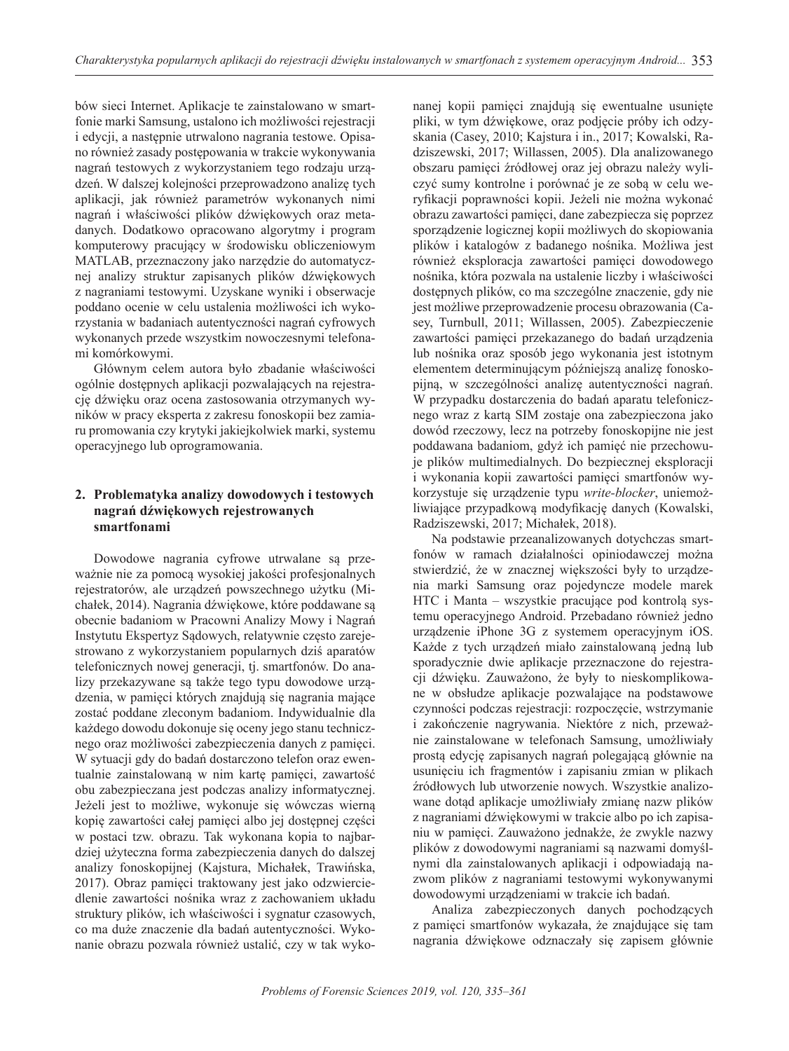bów sieci Internet. Aplikacje te zainstalowano w smartfonie marki Samsung, ustalono ich możliwości rejestracji i edycji, a następnie utrwalono nagrania testowe. Opisano również zasady postępowania w trakcie wykonywania nagrań testowych z wykorzystaniem tego rodzaju urządzeń. W dalszej kolejności przeprowadzono analizę tych aplikacji, jak również parametrów wykonanych nimi nagrań i właściwości plików dźwiękowych oraz metadanych. Dodatkowo opracowano algorytmy i program komputerowy pracujący w środowisku obliczeniowym MATLAB, przeznaczony jako narzędzie do automatycznej analizy struktur zapisanych plików dźwiękowych z nagraniami testowymi. Uzyskane wyniki i obserwacje poddano ocenie w celu ustalenia możliwości ich wykorzystania w badaniach autentyczności nagrań cyfrowych wykonanych przede wszystkim nowoczesnymi telefonami komórkowymi.

Głównym celem autora było zbadanie właściwości ogólnie dostępnych aplikacji pozwalających na rejestrację dźwięku oraz ocena zastosowania otrzymanych wyników w pracy eksperta z zakresu fonoskopii bez zamiaru promowania czy krytyki jakiejkolwiek marki, systemu operacyjnego lub oprogramowania.

## 2. Problematyka analizy dowodowych i testowych nagrań dźwiękowych rejestrowanych smartfonami

Dowodowe nagrania cyfrowe utrwalane są przeważnie nie za pomocą wysokiej jakości profesjonalnych rejestratorów, ale urządzeń powszechnego użytku (Michałek, 2014). Nagrania dźwiękowe, które poddawane są obecnie badaniom w Pracowni Analizy Mowy i Nagrań Instytutu Ekspertyz Sądowych, relatywnie często zarejestrowano z wykorzystaniem popularnych dziś aparatów telefonicznych nowej generacji, tj. smartfonów. Do analizy przekazywane są także tego typu dowodowe urządzenia, w pamięci których znajdują się nagrania mające zostać poddane zleconym badaniom. Indywidualnie dla każdego dowodu dokonuje się oceny jego stanu technicznego oraz możliwości zabezpieczenia danych z pamięci. W sytuacji gdy do badań dostarczono telefon oraz ewentualnie zainstalowaną w nim kartę pamięci, zawartość obu zabezpieczana jest podczas analizy informatycznej. Jeżeli jest to możliwe, wykonuje się wówczas wierną kopię zawartości całej pamięci albo jej dostępnej części w postaci tzw. obrazu. Tak wykonana kopia to najbardziej użyteczna forma zabezpieczenia danych do dalszej analizy fonoskopijnej (Kajstura, Michałek, Trawińska, 2017). Obraz pamięci traktowany jest jako odzwierciedlenie zawartości nośnika wraz z zachowaniem układu struktury plików, ich właściwości i sygnatur czasowych, co ma duże znaczenie dla badań autentyczności. Wykonanie obrazu pozwala również ustalić, czy w tak wykonanej kopii pamięci znajdują się ewentualne usunięte pliki, w tym dźwiękowe, oraz podjęcie próby ich odzyskania (Casey, 2010; Kajstura i in., 2017; Kowalski, Radziszewski, 2017; Willassen, 2005). Dla analizowanego obszaru pamięci źródłowej oraz jej obrazu należy wyliczyć sumy kontrolne i porównać je ze sobą w celu weryfikacji poprawności kopii. Jeżeli nie można wykonać obrazu zawartości pamięci, dane zabezpiecza się poprzez sporządzenie logicznej kopii możliwych do skopiowania plików i katalogów z badanego nośnika. Możliwa jest również eksploracja zawartości pamięci dowodowego nośnika, która pozwala na ustalenie liczby i właściwości dostępnych plików, co ma szczególne znaczenie, gdy nie jest możliwe przeprowadzenie procesu obrazowania (Casey, Turnbull, 2011; Willassen, 2005). Zabezpieczenie zawartości pamięci przekazanego do badań urządzenia lub nośnika oraz sposób jego wykonania jest istotnym elementem determinującym późniejszą analizę fonoskopijną, w szczególności analizę autentyczności nagrań. W przypadku dostarczenia do badań aparatu telefonicznego wraz z kartą SIM zostaje ona zabezpieczona jako dowód rzeczowy, lecz na potrzeby fonoskopijne nie jest poddawana badaniom, gdyż ich pamięć nie przechowuje plików multimedialnych. Do bezpiecznej eksploracji i wykonania kopii zawartości pamięci smartfonów wykorzystuje się urządzenie typu *write-blocker*, uniemożliwiające przypadkową modyfikację danych (Kowalski, Radziszewski, 2017; Michałek, 2018).

Na podstawie przeanalizowanych dotychczas smartfonów w ramach działalności opiniodawczej można stwierdzić, że w znacznej większości były to urządzenia marki Samsung oraz pojedyncze modele marek HTC i Manta – wszystkie pracujące pod kontrolą systemu operacyjnego Android. Przebadano również jedno urządzenie iPhone 3G z systemem operacyjnym iOS. Każde z tych urządzeń miało zainstalowaną jedną lub sporadycznie dwie aplikacje przeznaczone do rejestracji dźwięku. Zauważono, że były to nieskomplikowane w obsłudze aplikacje pozwalające na podstawowe czynności podczas rejestracji: rozpoczęcie, wstrzymanie i zakończenie nagrywania. Niektóre z nich, przeważnie zainstalowane w telefonach Samsung, umożliwiały prostą edycję zapisanych nagrań polegającą głównie na usunięciu ich fragmentów i zapisaniu zmian w plikach źródłowych lub utworzenie nowych. Wszystkie analizowane dotąd aplikacje umożliwiały zmianę nazw plików z nagraniami dźwiękowymi w trakcie albo po ich zapisaniu w pamięci. Zauważono jednakże, że zwykle nazwy plików z dowodowymi nagraniami są nazwami domyślnymi dla zainstalowanych aplikacji i odpowiadają nazwom plików z nagraniami testowymi wykonywanymi dowodowymi urządzeniami w trakcie ich badań.

Analiza zabezpieczonych danych pochodzących z pamięci smartfonów wykazała, że znajdujące się tam nagrania dźwiękowe odznaczały się zapisem głównie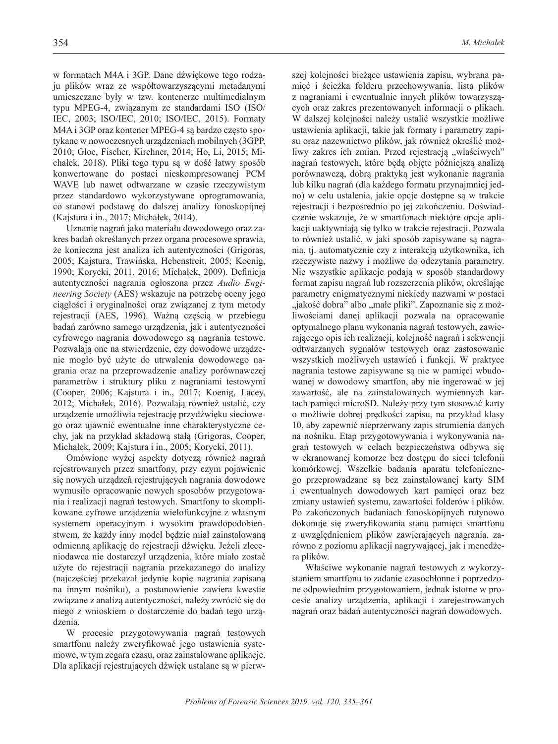w formatach M4A i 3GP. Dane dźwiękowe tego rodzaju plików wraz ze współtowarzyszącymi metadanymi umieszczane były w tzw. kontenerze multimedialnym typu MPEG-4, związanym ze standardami ISO (ISO/IEC, 2003; ISO/IEC, 2010; ISO/IEC, 2015). Formaty M4A i 3GP oraz kontener MPEG-4 są bardzo często spotykane w nowoczesnych urządzeniach mobilnych (3GPP, 2010; Gloe, Fischer, Kirchner, 2014; Ho, Li, 2015; Michałek, 2018). Pliki tego typu są w dość łatwy sposób konwertowane do postaci nieskompresowanej PCM WAVE lub nawet odtwarzane w czasie rzeczywistym przez standardowo wykorzystywane oprogramowania, co stanowi podstawę do dalszej analizy fonoskopijnej (Kajstura i in., 2017; Michałek, 2014).

Uznanie nagrań jako materiału dowodowego oraz zakres badań określanych przez organa procesowe sprawia, że konieczna jest analiza ich autentyczności (Grigoras, 2005; Kajstura, Trawińska, Hebenstreit, 2005; Koenig, 1990; Korycki, 2011, 2016; Michałek, 2009). Definicja autentyczności nagrania ogłoszona przez *Audio Engineering Society* (AES) wskazuje na potrzebę oceny jego ciągłości i oryginalności oraz związanej z tym metody rejestracji (AES, 1996). Ważną częścią w przebiegu badań zarówno samego urządzenia, jak i autentyczności cyfrowego nagrania dowodowego są nagrania testowe. Pozwalają one na stwierdzenie, czy dowodowe urządzenie mogło być użyte do utrwalenia dowodowego nagrania oraz na przeprowadzenie analizy porównawczej parametrów i struktury pliku z nagraniami testowymi (Cooper, 2006; Kajstura i in., 2017; Koenig, Lacey, 2012; Michałek, 2016). Pozwalają również ustalić, czy urządzenie umożliwia rejestrację przydźwięku sieciowego oraz ujawnić ewentualne inne charakterystyczne cechy, jak na przykład składową stałą (Grigoras, Cooper, Michałek, 2009; Kajstura i in., 2005; Korycki, 2011).

Omówione wyżej aspekty dotyczą również nagrań rejestrowanych przez smartfony, przy czym pojawienie się nowych urządzeń rejestrujących nagrania dowodowe wymusiło opracowanie nowych sposobów przygotowania i realizacji nagrań testowych. Smartfony to skomplikowane cyfrowe urządzenia wielofunkcyjne z własnym systemem operacyjnym i wysokim prawdopodobieństwem, że każdy inny model będzie miał zainstalowaną odmienną aplikację do rejestracji dźwięku. Jeżeli zleceniodawca nie dostarczył urządzenia, które miało zostać użyte do rejestracji nagrania przekazanego do analizy (najczęściej przekazał jedynie kopię nagrania zapisaną na innym nośniku), a postanowienie zawiera kwestie związane z analizą autentyczności, należy zwrócić się do niego z wnioskiem o dostarczenie do badań tego urządzenia.

W procesie przygotowywania nagrań testowych smartfonu należy zweryfikować jego ustawienia systemowe, w tym zegara czasu, oraz zainstalowane aplikacje. Dla aplikacji rejestrujących dźwięk ustalane są w pierwszej kolejności bieżące ustawienia zapisu, wybrana pamięć i ścieżka folderu przechowywania, lista plików z nagraniami i ewentualnie innych plików towarzyszących oraz zakres prezentowanych informacji o plikach. W dalszej kolejności należy ustalić wszystkie możliwe ustawienia aplikacji, takie jak formaty i parametry zapisu oraz nazewnictwo plików, jak również określić możliwy zakres ich zmian. Przed rejestracją „właściwych" nagrań testowych, które będą objęte późniejszą analizą porównawczą, dobrą praktyką jest wykonanie nagrania lub kilku nagrań (dla każdego formatu przynajmniej jedno) w celu ustalenia, jakie opcje dostępne są w trakcie rejestracji i bezpośrednio po jej zakończeniu. Doświadczenie wskazuje, że w smartfonach niektóre opcje aplikacji uaktywniają się tylko w trakcie rejestracji. Pozwala to również ustalić, w jaki sposób zapisywane są nagrania, tj. automatycznie czy z interakcją użytkownika, ich rzeczywiste nazwy i możliwe do odczytania parametry. Nie wszystkie aplikacje podają w sposób standardowy format zapisu nagrań lub rozszerzenia plików, określając parametry enigmatycznymi niekiedy nazwami w postaci „jakość dobra" albo „małe pliki". Zapoznanie się z możliwościami danej aplikacji pozwala na opracowanie optymalnego planu wykonania nagrań testowych, zawierającego opis ich realizacji, kolejność nagrań i sekwencji odtwarzanych sygnałów testowych oraz zastosowanie wszystkich możliwych ustawień i funkcji. W praktyce nagrania testowe zapisywane są nie w pamięci wbudowanej w dowodowy smartfon, aby nie ingerować w jej zawartość, ale na zainstalowanych wymiennych kartach pamięci microSD. Należy przy tym stosować karty o możliwie dobrej prędkości zapisu, na przykład klasy 10, aby zapewnić nieprzerwany zapis strumienia danych na nośniku. Etap przygotowywania i wykonywania nagrań testowych w celach bezpieczeństwa odbywa się w ekranowanej komorze bez dostępu do sieci telefonii komórkowej. Wszelkie badania aparatu telefonicznego przeprowadzane są bez zainstalowanej karty SIM i ewentualnych dowodowych kart pamięci oraz bez zmiany ustawień systemu, zawartości folderów i plików. Po zakończonych badaniach fonoskopijnych rutynowo dokonuje się zweryfikowania stanu pamięci smartfonu z uwzględnieniem plików zawierających nagrania, zarówno z poziomu aplikacji nagrywającej, jak i menedżera plików.

Właściwe wykonanie nagrań testowych z wykorzystaniem smartfonu to zadanie czasochłonne i poprzedzone odpowiednim przygotowaniem, jednak istotne w procesie analizy urządzenia, aplikacji i zarejestrowanych nagrań oraz badań autentyczności nagrań dowodowych.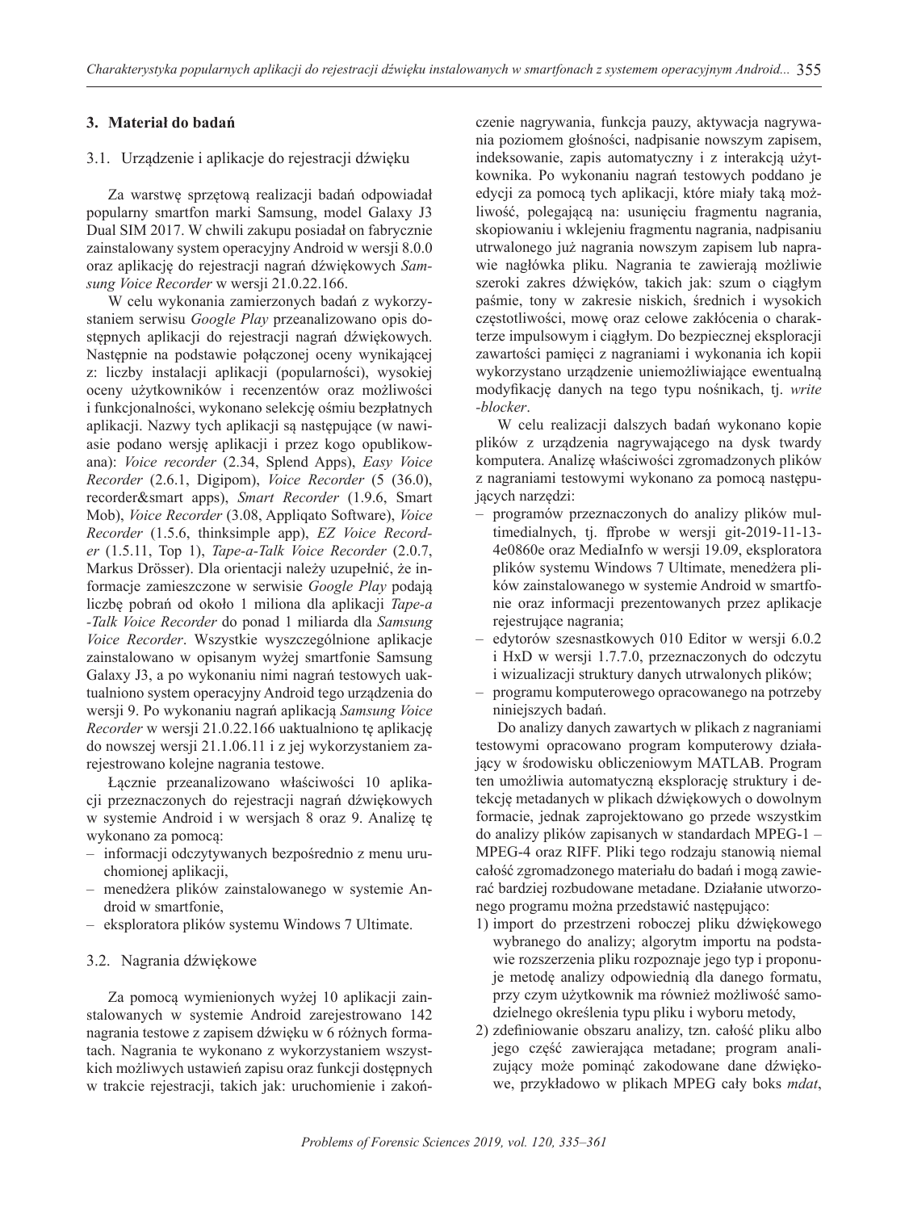## 3. Materiał do badań

### 3.1. Urządzenie i aplikacje do rejestracji dźwięku

Za warstwę sprzętową realizacji badań odpowiadał popularny smartfon marki Samsung, model Galaxy J3 Dual SIM 2017. W chwili zakupu posiadał on fabrycznie zainstalowany system operacyjny Android w wersji 8.0.0 oraz aplikację do rejestracji nagrań dźwiękowych *Samsung Voice Recorder* w wersji 21.0.22.166.

W celu wykonania zamierzonych badań z wykorzystaniem serwisu *Google Play* przeanalizowano opis dostępnych aplikacji do rejestracji nagrań dźwiękowych. Następnie na podstawie połączonej oceny wynikającej z: liczby instalacji aplikacji (popularności), wysokiej oceny użytkowników i recenzentów oraz możliwości i funkcjonalności, wykonano selekcję ośmiu bezpłatnych aplikacji. Nazwy tych aplikacji są następujące (w nawiasie podano wersję aplikacji i przez kogo opublikowana): *Voice recorder* (2.34, Splend Apps), *Easy Voice Recorder* (2.6.1, Digipom), *Voice Recorder* (5 (36.0), recorder&smart apps), *Smart Recorder* (1.9.6, Smart Mob), *Voice Recorder* (3.08, Appliqato Software), *Voice Recorder* (1.5.6, thinksimple app), *EZ Voice Recorder* (1.5.11, Top 1), *Tape-a-Talk Voice Recorder* (2.0.7, Markus Drösser). Dla orientacji należy uzupełnić, że informacje zamieszczone w serwisie *Google Play* podają liczbę pobrań od około 1 miliona dla aplikacji *Tape-a-Talk Voice Recorder* do ponad 1 miliarda dla *Samsung Voice Recorder*. Wszystkie wyszczególnione aplikacje zainstalowano w opisanym wyżej smartfonie Samsung Galaxy J3, a po wykonaniu nimi nagrań testowych uaktualniono system operacyjny Android tego urządzenia do wersji 9. Po wykonaniu nagrań aplikacją *Samsung Voice Recorder* w wersji 21.0.22.166 uaktualniono tę aplikację do nowszej wersji 21.1.06.11 i z jej wykorzystaniem zarejestrowano kolejne nagrania testowe.

Łącznie przeanalizowano właściwości 10 aplikacji przeznaczonych do rejestracji nagrań dźwiękowych w systemie Android i w wersjach 8 oraz 9. Analizę tę wykonano za pomocą:

- informacji odczytywanych bezpośrednio z menu uruchomionej aplikacji,
- menedżera plików zainstalowanego w systemie Android w smartfonie,
- eksploratora plików systemu Windows 7 Ultimate.

### 3.2. Nagrania dźwiękowe

Za pomocą wymienionych wyżej 10 aplikacji zainstalowanych w systemie Android zarejestrowano 142 nagrania testowe z zapisem dźwięku w 6 różnych formatach. Nagrania te wykonano z wykorzystaniem wszystkich możliwych ustawień zapisu oraz funkcji dostępnych w trakcie rejestracji, takich jak: uruchomienie i zakończenie nagrywania, funkcja pauzy, aktywacja nagrywania poziomem głośności, nadpisanie nowszym zapisem, indeksowanie, zapis automatyczny i z interakcją użytkownika. Po wykonaniu nagrań testowych poddano je edycji za pomocą tych aplikacji, które miały taką możliwość, polegającą na: usunięciu fragmentu nagrania, skopiowaniu i wklejeniu fragmentu nagrania, nadpisaniu utrwalonego już nagrania nowszym zapisem lub naprawie nagłówka pliku. Nagrania te zawierają możliwie szeroki zakres dźwięków, takich jak: szum o ciągłym paśmie, tony w zakresie niskich, średnich i wysokich częstotliwości, mowę oraz celowe zakłócenia o charakterze impulsowym i ciągłym. Do bezpiecznej eksploracji zawartości pamięci z nagraniami i wykonania ich kopii wykorzystano urządzenie uniemożliwiające ewentualną modyfikację danych na tego typu nośnikach, tj. *write-blocker*.

W celu realizacji dalszych badań wykonano kopie plików z urządzenia nagrywającego na dysk twardy komputera. Analizę właściwości zgromadzonych plików z nagraniami testowymi wykonano za pomocą następujących narzędzi:

- programów przeznaczonych do analizy plików multimedialnych, tj. ffprobe w wersji git-2019-11-13-4e0860e oraz MediaInfo w wersji 19.09, eksploratora plików systemu Windows 7 Ultimate, menedżera plików zainstalowanego w systemie Android w smartfonie oraz informacji prezentowanych przez aplikacje rejestrujące nagrania;
- edytorów szesnastkowych 010 Editor w wersji 6.0.2 i HxD w wersji 1.7.7.0, przeznaczonych do odczytu i wizualizacji struktury danych utrwalonych plików;
- programu komputerowego opracowanego na potrzeby niniejszych badań.

Do analizy danych zawartych w plikach z nagraniami testowymi opracowano program komputerowy działający w środowisku obliczeniowym MATLAB. Program ten umożliwia automatyczną eksplorację struktury i detekcję metadanych w plikach dźwiękowych o dowolnym formacie, jednak zaprojektowano go przede wszystkim do analizy plików zapisanych w standardach MPEG-1 – MPEG-4 oraz RIFF. Pliki tego rodzaju stanowią niemal całość zgromadzonego materiału do badań i mogą zawierać bardziej rozbudowane metadane. Działanie utworzonego programu można przedstawić następująco:

1) import do przestrzeni roboczej pliku dźwiękowego wybranego do analizy; algorytm importu na podstawie rozszerzenia pliku rozpoznaje jego typ i proponuje metodę analizy odpowiednią dla danego formatu, przy czym użytkownik ma również możliwość samodzielnego określenia typu pliku i wyboru metody,
2) zdefiniowanie obszaru analizy, tzn. całość pliku albo jego część zawierająca metadane; program analizujący może pominąć zakodowane dane dźwiękowe, przykładowo w plikach MPEG cały boks *mdat*,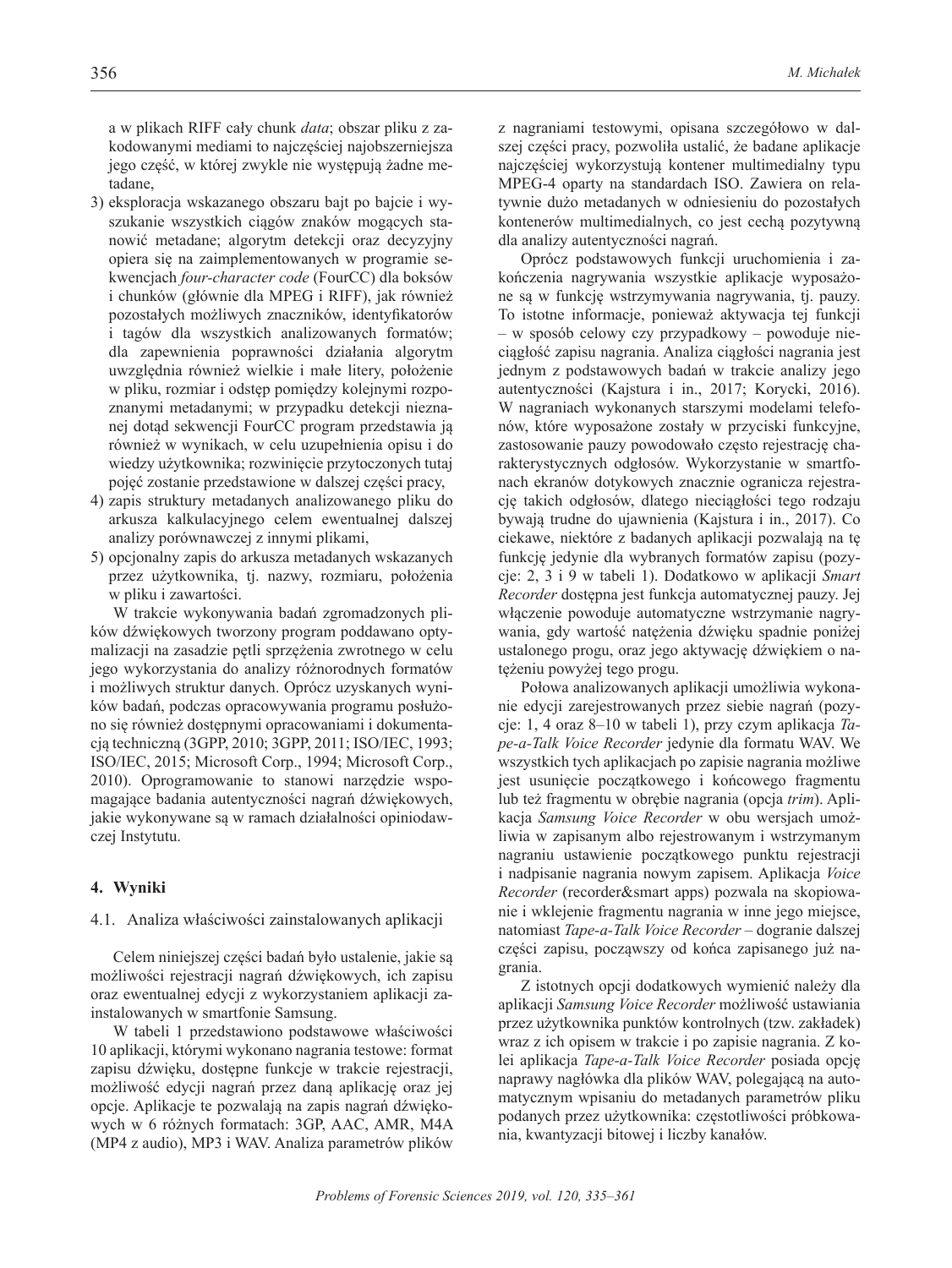a w plikach RIFF cały chunk *data*; obszar pliku z zakodowanymi mediami to najczęściej najobszerniejsza jego część, w której zwykle nie występują żadne metadane,

3) eksploracja wskazanego obszaru bajt po bajcie i wyszukanie wszystkich ciągów znaków mogących stanowić metadane; algorytm detekcji oraz decyzyjny opiera się na zaimplementowanych w programie sekwencjach *four-character code* (FourCC) dla boksów i chunków (głównie dla MPEG i RIFF), jak również pozostałych możliwych znaczników, identyfikatorów i tagów dla wszystkich analizowanych formatów; dla zapewnienia poprawności działania algorytm uwzględnia również wielkie i małe litery, położenie w pliku, rozmiar i odstęp pomiędzy kolejnymi rozpoznanymi metadanymi; w przypadku detekcji nieznanej dotąd sekwencji FourCC program przedstawia ją również w wynikach, w celu uzupełnienia opisu i do wiedzy użytkownika; rozwinięcie przytoczonych tutaj pojęć zostanie przedstawione w dalszej części pracy,
4) zapis struktury metadanych analizowanego pliku do arkusza kalkulacyjnego celem ewentualnej dalszej analizy porównawczej z innymi plikami,
5) opcjonalny zapis do arkusza metadanych wskazanych przez użytkownika, tj. nazwy, rozmiaru, położenia w pliku i zawartości.

W trakcie wykonywania badań zgromadzonych plików dźwiękowych tworzony program poddawano optymalizacji na zasadzie pętli sprzężenia zwrotnego w celu jego wykorzystania do analizy różnorodnych formatów i możliwych struktur danych. Oprócz uzyskanych wyników badań, podczas opracowywania programu posłużono się również dostępnymi opracowaniami i dokumentacją techniczną (3GPP, 2010; 3GPP, 2011; ISO/IEC, 1993; ISO/IEC, 2015; Microsoft Corp., 1994; Microsoft Corp., 2010). Oprogramowanie to stanowi narzędzie wspomagające badania autentyczności nagrań dźwiękowych, jakie wykonywane są w ramach działalności opiniodawczej Instytutu.

## 4. Wyniki

### 4.1. Analiza właściwości zainstalowanych aplikacji

Celem niniejszej części badań było ustalenie, jakie są możliwości rejestracji nagrań dźwiękowych, ich zapisu oraz ewentualnej edycji z wykorzystaniem aplikacji zainstalowanych w smartfonie Samsung.

W tabeli 1 przedstawiono podstawowe właściwości 10 aplikacji, którymi wykonano nagrania testowe: format zapisu dźwięku, dostępne funkcje w trakcie rejestracji, możliwość edycji nagrań przez daną aplikację oraz jej opcje. Aplikacje te pozwalają na zapis nagrań dźwiękowych w 6 różnych formatach: 3GP, AAC, AMR, M4A (MP4 z audio), MP3 i WAV. Analiza parametrów plików z nagraniami testowymi, opisana szczegółowo w dalszej części pracy, pozwoliła ustalić, że badane aplikacje najczęściej wykorzystują kontener multimedialny typu MPEG-4 oparty na standardach ISO. Zawiera on relatywnie dużo metadanych w odniesieniu do pozostałych kontenerów multimedialnych, co jest cechą pozytywną dla analizy autentyczności nagrań.

Oprócz podstawowych funkcji uruchomienia i zakończenia nagrywania wszystkie aplikacje wyposażone są w funkcję wstrzymywania nagrywania, tj. pauzy. To istotne informacje, ponieważ aktywacja tej funkcji – w sposób celowy czy przypadkowy – powoduje nieciągłość zapisu nagrania. Analiza ciągłości nagrania jest jednym z podstawowych badań w trakcie analizy jego autentyczności (Kajstura i in., 2017; Korycki, 2016). W nagraniach wykonanych starszymi modelami telefonów, które wyposażone zostały w przyciski funkcyjne, zastosowanie pauzy powodowało często rejestrację charakterystycznych odgłosów. Wykorzystanie w smartfonach ekranów dotykowych znacznie ogranicza rejestrację takich odgłosów, dlatego nieciągłości tego rodzaju bywają trudne do ujawnienia (Kajstura i in., 2017). Co ciekawe, niektóre z badanych aplikacji pozwalają na tę funkcję jedynie dla wybranych formatów zapisu (pozycje: 2, 3 i 9 w tabeli 1). Dodatkowo w aplikacji *Smart Recorder* dostępna jest funkcja automatycznej pauzy. Jej włączenie powoduje automatyczne wstrzymanie nagrywania, gdy wartość natężenia dźwięku spadnie poniżej ustalonego progu, oraz jego aktywację dźwiękiem o natężeniu powyżej tego progu.

Połowa analizowanych aplikacji umożliwia wykonanie edycji zarejestrowanych przez siebie nagrań (pozycje: 1, 4 oraz 8–10 w tabeli 1), przy czym aplikacja *Tape-a-Talk Voice Recorder* jedynie dla formatu WAV. We wszystkich tych aplikacjach po zapisie nagrania możliwe jest usunięcie początkowego i końcowego fragmentu lub też fragmentu w obrębie nagrania (opcja *trim*). Aplikacja *Samsung Voice Recorder* w obu wersjach umożliwia w zapisanym albo rejestrowanym i wstrzymanym nagraniu ustawienie początkowego punktu rejestracji i nadpisanie nagrania nowym zapisem. Aplikacja *Voice Recorder* (recorder&smart apps) pozwala na skopiowanie i wklejenie fragmentu nagrania w inne jego miejsce, natomiast *Tape-a-Talk Voice Recorder* – dogranie dalszej części zapisu, począwszy od końca zapisanego już nagrania.

Z istotnych opcji dodatkowych wymienić należy dla aplikacji *Samsung Voice Recorder* możliwość ustawiania przez użytkownika punktów kontrolnych (tzw. zakładek) wraz z ich opisem w trakcie i po zapisie nagrania. Z kolei aplikacja *Tape-a-Talk Voice Recorder* posiada opcję naprawy nagłówka dla plików WAV, polegającą na automatycznym wpisaniu do metadanych parametrów pliku podanych przez użytkownika: częstotliwości próbkowania, kwantyzacji bitowej i liczby kanałów.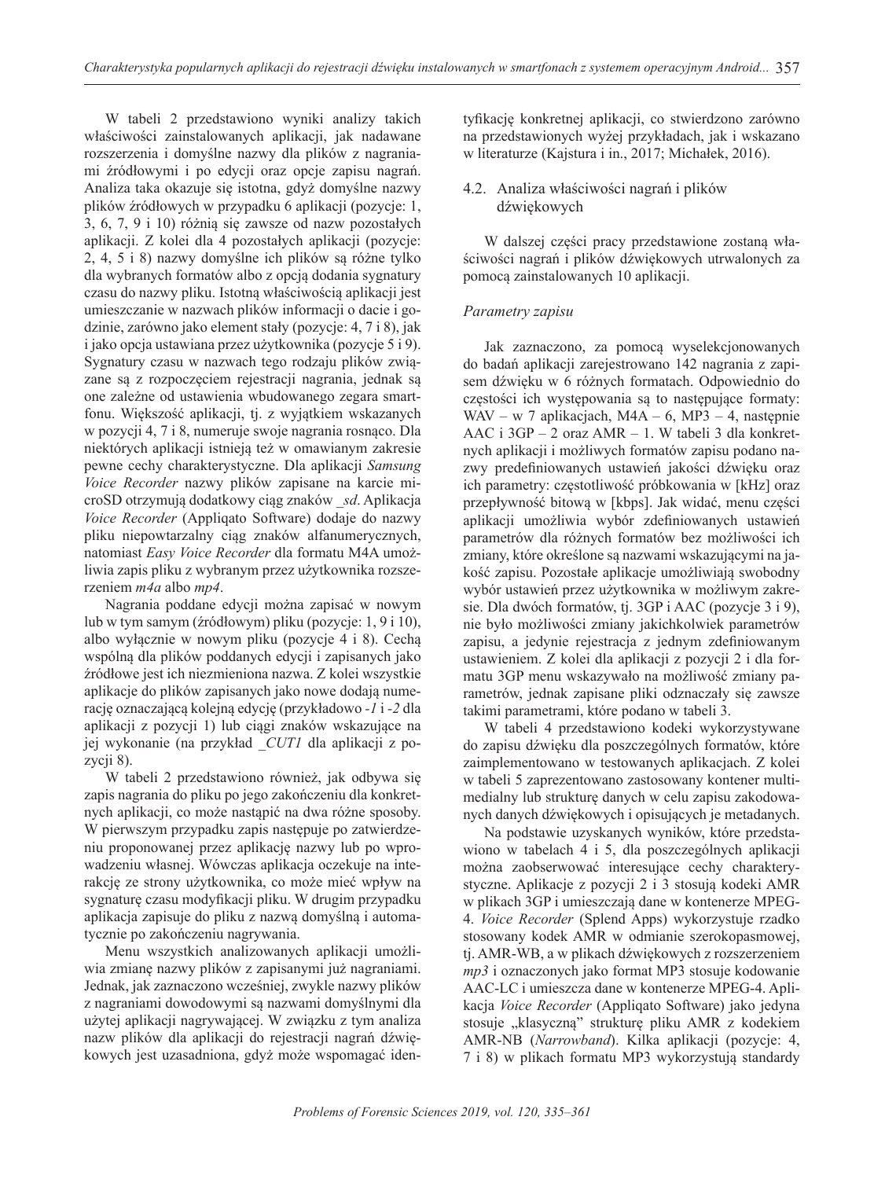W tabeli 2 przedstawiono wyniki analizy takich właściwości zainstalowanych aplikacji, jak nadawane rozszerzenia i domyślne nazwy dla plików z nagraniami źródłowymi i po edycji oraz opcje zapisu nagrań. Analiza taka okazuje się istotna, gdyż domyślne nazwy plików źródłowych w przypadku 6 aplikacji (pozycje: 1, 3, 6, 7, 9 i 10) różnią się zawsze od nazw pozostałych aplikacji. Z kolei dla 4 pozostałych aplikacji (pozycje: 2, 4, 5 i 8) nazwy domyślne ich plików są różne tylko dla wybranych formatów albo z opcją dodania sygnatury czasu do nazwy pliku. Istotną właściwością aplikacji jest umieszczanie w nazwach plików informacji o dacie i godzinie, zarówno jako element stały (pozycje: 4, 7 i 8), jak i jako opcja ustawiana przez użytkownika (pozycje 5 i 9). Sygnatury czasu w nazwach tego rodzaju plików związane są z rozpoczęciem rejestracji nagrania, jednak są one zależne od ustawienia wbudowanego zegara smartfonu. Większość aplikacji, tj. z wyjątkiem wskazanych w pozycji 4, 7 i 8, numeruje swoje nagrania rosnąco. Dla niektórych aplikacji istnieją też w omawianym zakresie pewne cechy charakterystyczne. Dla aplikacji *Samsung Voice Recorder* nazwy plików zapisane na karcie microSD otrzymują dodatkowy ciąg znaków *_sd*. Aplikacja *Voice Recorder* (Appliqato Software) dodaje do nazwy pliku niepowtarzalny ciąg znaków alfanumerycznych, natomiast *Easy Voice Recorder* dla formatu M4A umożliwia zapis pliku z wybranym przez użytkownika rozszerzeniem *m4a* albo *mp4*.

Nagrania poddane edycji można zapisać w nowym lub w tym samym (źródłowym) pliku (pozycje: 1, 9 i 10), albo wyłącznie w nowym pliku (pozycje 4 i 8). Cechą wspólną dla plików poddanych edycji i zapisanych jako źródłowe jest ich niezmieniona nazwa. Z kolei wszystkie aplikacje do plików zapisanych jako nowe dodają numerację oznaczającą kolejną edycję (przykładowo *-1* i *-2* dla aplikacji z pozycji 1) lub ciągi znaków wskazujące na jej wykonanie (na przykład *_CUT1* dla aplikacji z pozycji 8).

W tabeli 2 przedstawiono również, jak odbywa się zapis nagrania do pliku po jego zakończeniu dla konkretnych aplikacji, co może nastąpić na dwa różne sposoby. W pierwszym przypadku zapis następuje po zatwierdzeniu proponowanej przez aplikację nazwy lub po wprowadzeniu własnej. Wówczas aplikacja oczekuje na interakcję ze strony użytkownika, co może mieć wpływ na sygnaturę czasu modyfikacji pliku. W drugim przypadku aplikacja zapisuje do pliku z nazwą domyślną i automatycznie po zakończeniu nagrywania.

Menu wszystkich analizowanych aplikacji umożliwia zmianę nazwy plików z zapisanymi już nagraniami. Jednak, jak zaznaczono wcześniej, zwykle nazwy plików z nagraniami dowodowymi są nazwami domyślnymi dla użytej aplikacji nagrywającej. W związku z tym analiza nazw plików dla aplikacji do rejestracji nagrań dźwiękowych jest uzasadniona, gdyż może wspomagać identyfikację konkretnej aplikacji, co stwierdzono zarówno na przedstawionych wyżej przykładach, jak i wskazano w literaturze (Kajstura i in., 2017; Michałek, 2016).

### 4.2. Analiza właściwości nagrań i plików dźwiękowych

W dalszej części pracy przedstawione zostaną właściwości nagrań i plików dźwiękowych utrwalonych za pomocą zainstalowanych 10 aplikacji.

*Parametry zapisu*

Jak zaznaczono, za pomocą wyselekcjonowanych do badań aplikacji zarejestrowano 142 nagrania z zapisem dźwięku w 6 różnych formatach. Odpowiednio do częstości ich występowania są to następujące formaty: WAV – w 7 aplikacjach, M4A – 6, MP3 – 4, następnie AAC i 3GP – 2 oraz AMR – 1. W tabeli 3 dla konkretnych aplikacji i możliwych formatów zapisu podano nazwy predefiniowanych ustawień jakości dźwięku oraz ich parametry: częstotliwość próbkowania w [kHz] oraz przepływność bitową w [kbps]. Jak widać, menu części aplikacji umożliwia wybór zdefiniowanych ustawień parametrów dla różnych formatów bez możliwości ich zmiany, które określone są nazwami wskazującymi na jakość zapisu. Pozostałe aplikacje umożliwiają swobodny wybór ustawień przez użytkownika w możliwym zakresie. Dla dwóch formatów, tj. 3GP i AAC (pozycje 3 i 9), nie było możliwości zmiany jakichkolwiek parametrów zapisu, a jedynie rejestracja z jednym zdefiniowanym ustawieniem. Z kolei dla aplikacji z pozycji 2 i dla formatu 3GP menu wskazywało na możliwość zmiany parametrów, jednak zapisane pliki odznaczały się zawsze takimi parametrami, które podano w tabeli 3.

W tabeli 4 przedstawiono kodeki wykorzystywane do zapisu dźwięku dla poszczególnych formatów, które zaimplementowano w testowanych aplikacjach. Z kolei w tabeli 5 zaprezentowano zastosowany kontener multimedialny lub strukturę danych w celu zapisu zakodowanych danych dźwiękowych i opisujących je metadanych.

Na podstawie uzyskanych wyników, które przedstawiono w tabelach 4 i 5, dla poszczególnych aplikacji można zaobserwować interesujące cechy charakterystyczne. Aplikacje z pozycji 2 i 3 stosują kodeki AMR w plikach 3GP i umieszczają dane w kontenerze MPEG-4. *Voice Recorder* (Splend Apps) wykorzystuje rzadko stosowany kodek AMR w odmianie szerokopasmowej, tj. AMR-WB, a w plikach dźwiękowych z rozszerzeniem *mp3* i oznaczonych jako format MP3 stosuje kodowanie AAC-LC i umieszcza dane w kontenerze MPEG-4. Aplikacja *Voice Recorder* (Appliqato Software) jako jedyna stosuje „klasyczną" strukturę pliku AMR z kodekiem AMR-NB (*Narrowband*). Kilka aplikacji (pozycje: 4, 7 i 8) w plikach formatu MP3 wykorzystują standardy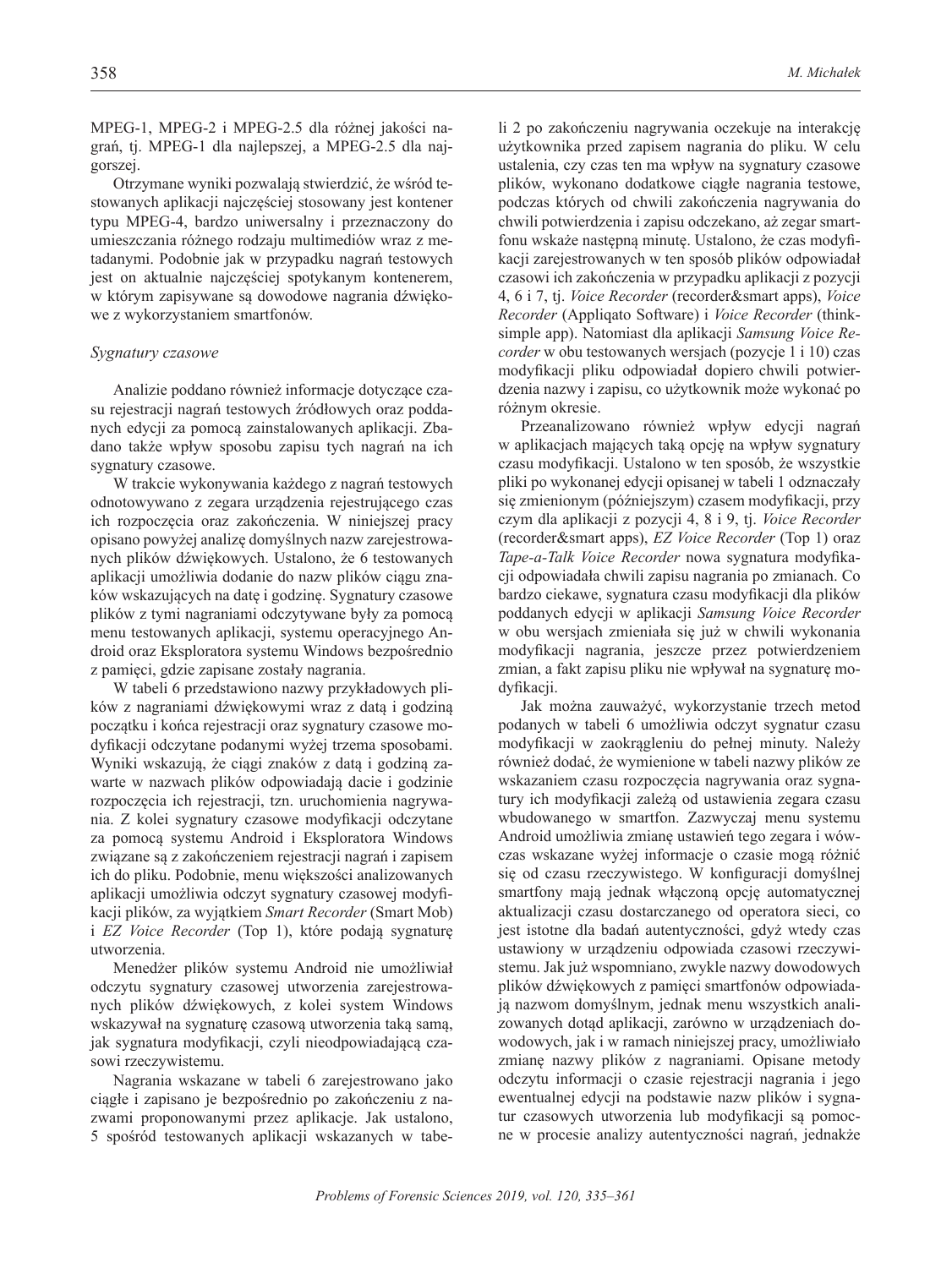MPEG-1, MPEG-2 i MPEG-2.5 dla różnej jakości nagrań, tj. MPEG-1 dla najlepszej, a MPEG-2.5 dla najgorszej.

Otrzymane wyniki pozwalają stwierdzić, że wśród testowanych aplikacji najczęściej stosowany jest kontener typu MPEG-4, bardzo uniwersalny i przeznaczony do umieszczania różnego rodzaju multimediów wraz z metadanymi. Podobnie jak w przypadku nagrań testowych jest on aktualnie najczęściej spotykanym kontenerem, w którym zapisywane są dowodowe nagrania dźwiękowe z wykorzystaniem smartfonów.

*Sygnatury czasowe*

Analizie poddano również informacje dotyczące czasu rejestracji nagrań testowych źródłowych oraz poddanych edycji za pomocą zainstalowanych aplikacji. Zbadano także wpływ sposobu zapisu tych nagrań na ich sygnatury czasowe.

W trakcie wykonywania każdego z nagrań testowych odnotowywano z zegara urządzenia rejestrującego czas ich rozpoczęcia oraz zakończenia. W niniejszej pracy opisano powyżej analizę domyślnych nazw zarejestrowanych plików dźwiękowych. Ustalono, że 6 testowanych aplikacji umożliwia dodanie do nazw plików ciągu znaków wskazujących na datę i godzinę. Sygnatury czasowe plików z tymi nagraniami odczytywane były za pomocą menu testowanych aplikacji, systemu operacyjnego Android oraz Eksploratora systemu Windows bezpośrednio z pamięci, gdzie zapisane zostały nagrania.

W tabeli 6 przedstawiono nazwy przykładowych plików z nagraniami dźwiękowymi wraz z datą i godziną początku i końca rejestracji oraz sygnatury czasowe modyfikacji odczytane podanymi wyżej trzema sposobami. Wyniki wskazują, że ciągi znaków z datą i godziną zawarte w nazwach plików odpowiadają dacie i godzinie rozpoczęcia ich rejestracji, tzn. uruchomienia nagrywania. Z kolei sygnatury czasowe modyfikacji odczytane za pomocą systemu Android i Eksploratora Windows związane są z zakończeniem rejestracji nagrań i zapisem ich do pliku. Podobnie, menu większości analizowanych aplikacji umożliwia odczyt sygnatury czasowej modyfikacji plików, za wyjątkiem *Smart Recorder* (Smart Mob) i *EZ Voice Recorder* (Top 1), które podają sygnaturę utworzenia.

Menedżer plików systemu Android nie umożliwiał odczytu sygnatury czasowej utworzenia zarejestrowanych plików dźwiękowych, z kolei system Windows wskazywał na sygnaturę czasową utworzenia taką samą, jak sygnatura modyfikacji, czyli nieodpowiadającą czasowi rzeczywistemu.

Nagrania wskazane w tabeli 6 zarejestrowano jako ciągłe i zapisano je bezpośrednio po zakończeniu z nazwami proponowanymi przez aplikacje. Jak ustalono, 5 spośród testowanych aplikacji wskazanych w tabeli 2 po zakończeniu nagrywania oczekuje na interakcję użytkownika przed zapisem nagrania do pliku. W celu ustalenia, czy czas ten ma wpływ na sygnatury czasowe plików, wykonano dodatkowe ciągłe nagrania testowe, podczas których od chwili zakończenia nagrywania do chwili potwierdzenia i zapisu odczekano, aż zegar smartfonu wskaże następną minutę. Ustalono, że czas modyfikacji zarejestrowanych w ten sposób plików odpowiadał czasowi ich zakończenia w przypadku aplikacji z pozycji 4, 6 i 7, tj. *Voice Recorder* (recorder&smart apps), *Voice Recorder* (Appliqato Software) i *Voice Recorder* (thinksimple app). Natomiast dla aplikacji *Samsung Voice Recorder* w obu testowanych wersjach (pozycje 1 i 10) czas modyfikacji pliku odpowiadał dopiero chwili potwierdzenia nazwy i zapisu, co użytkownik może wykonać po różnym okresie.

Przeanalizowano również wpływ edycji nagrań w aplikacjach mających taką opcję na wpływ sygnatury czasu modyfikacji. Ustalono w ten sposób, że wszystkie pliki po wykonanej edycji opisanej w tabeli 1 odznaczały się zmienionym (późniejszym) czasem modyfikacji, przy czym dla aplikacji z pozycji 4, 8 i 9, tj. *Voice Recorder* (recorder&smart apps), *EZ Voice Recorder* (Top 1) oraz *Tape-a-Talk Voice Recorder* nowa sygnatura modyfikacji odpowiadała chwili zapisu nagrania po zmianach. Co bardzo ciekawe, sygnatura czasu modyfikacji dla plików poddanych edycji w aplikacji *Samsung Voice Recorder* w obu wersjach zmieniała się już w chwili wykonania modyfikacji nagrania, jeszcze przez potwierdzeniem zmian, a fakt zapisu pliku nie wpływał na sygnaturę modyfikacji.

Jak można zauważyć, wykorzystanie trzech metod podanych w tabeli 6 umożliwia odczyt sygnatur czasu modyfikacji w zaokrągleniu do pełnej minuty. Należy również dodać, że wymienione w tabeli nazwy plików ze wskazaniem czasu rozpoczęcia nagrywania oraz sygnatury ich modyfikacji zależą od ustawienia zegara czasu wbudowanego w smartfon. Zazwyczaj menu systemu Android umożliwia zmianę ustawień tego zegara i wówczas wskazane wyżej informacje o czasie mogą różnić się od czasu rzeczywistego. W konfiguracji domyślnej smartfony mają jednak włączoną opcję automatycznej aktualizacji czasu dostarczanego od operatora sieci, co jest istotne dla badań autentyczności, gdyż wtedy czas ustawiony w urządzeniu odpowiada czasowi rzeczywistemu. Jak już wspomniano, zwykle nazwy dowodowych plików dźwiękowych z pamięci smartfonów odpowiadają nazwom domyślnym, jednak menu wszystkich analizowanych dotąd aplikacji, zarówno w urządzeniach dowodowych, jak i w ramach niniejszej pracy, umożliwiało zmianę nazwy plików z nagraniami. Opisane metody odczytu informacji o czasie rejestracji nagrania i jego ewentualnej edycji na podstawie nazw plików i sygnatur czasowych utworzenia lub modyfikacji są pomocne w procesie analizy autentyczności nagrań, jednakże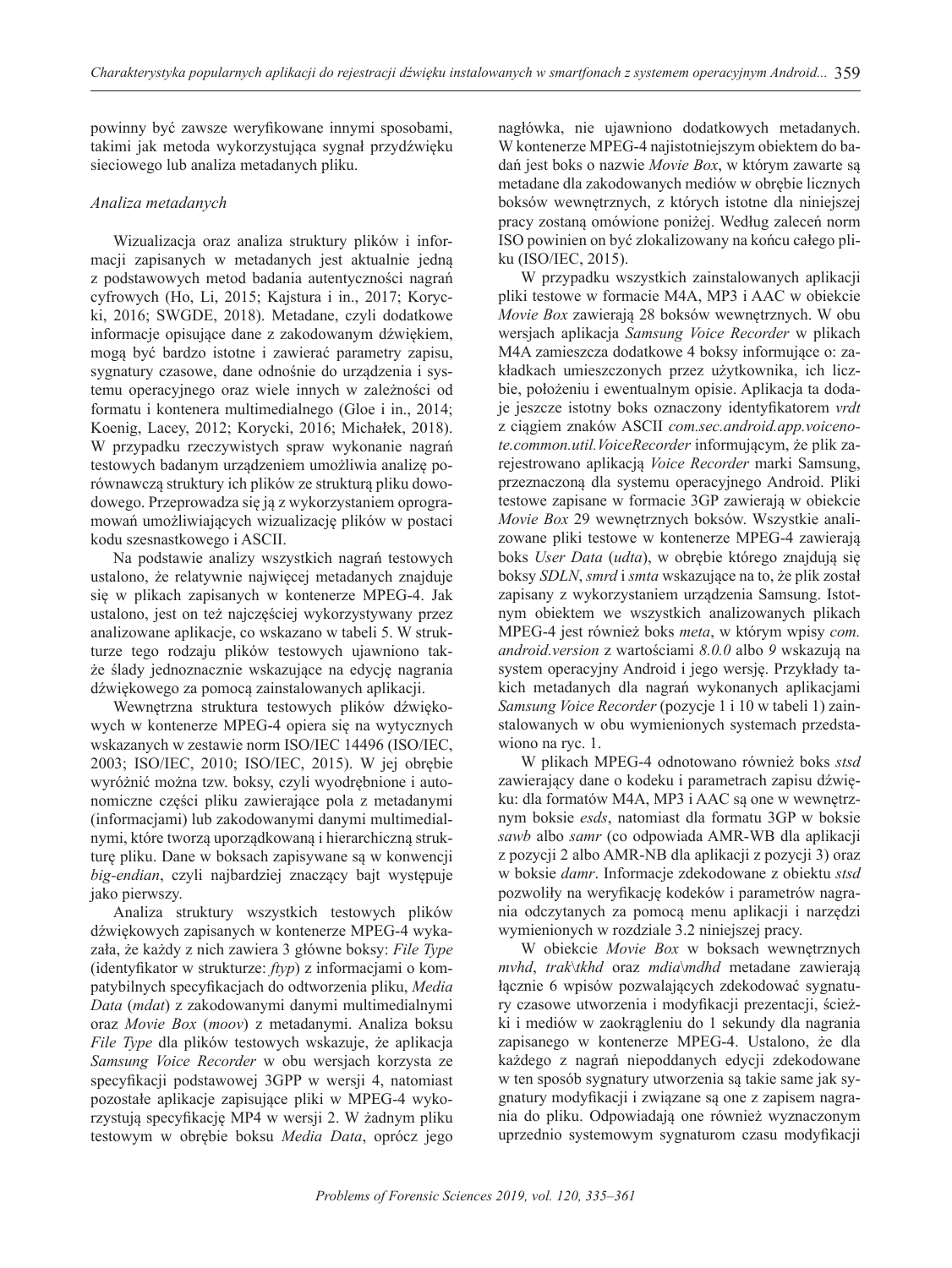powinny być zawsze weryfikowane innymi sposobami, takimi jak metoda wykorzystująca sygnał przydźwięku sieciowego lub analiza metadanych pliku.

### *Analiza metadanych*

Wizualizacja oraz analiza struktury plików i informacji zapisanych w metadanych jest aktualnie jedną z podstawowych metod badania autentyczności nagrań cyfrowych (Ho, Li, 2015; Kajstura i in., 2017; Korycki, 2016; SWGDE, 2018). Metadane, czyli dodatkowe informacje opisujące dane z zakodowanym dźwiękiem, mogą być bardzo istotne i zawierać parametry zapisu, sygnatury czasowe, dane odnośnie do urządzenia i systemu operacyjnego oraz wiele innych w zależności od formatu i kontenera multimedialnego (Gloe i in., 2014; Koenig, Lacey, 2012; Korycki, 2016; Michałek, 2018). W przypadku rzeczywistych spraw wykonanie nagrań testowych badanym urządzeniem umożliwia analizę porównawczą struktury ich plików ze strukturą pliku dowodowego. Przeprowadza się ją z wykorzystaniem oprogramowań umożliwiających wizualizację plików w postaci kodu szesnastkowego i ASCII.

Na podstawie analizy wszystkich nagrań testowych ustalono, że relatywnie najwięcej metadanych znajduje się w plikach zapisanych w kontenerze MPEG-4. Jak ustalono, jest on też najczęściej wykorzystywany przez analizowane aplikacje, co wskazano w tabeli 5. W strukturze tego rodzaju plików testowych ujawniono także ślady jednoznacznie wskazujące na edycję nagrania dźwiękowego za pomocą zainstalowanych aplikacji.

Wewnętrzna struktura testowych plików dźwiękowych w kontenerze MPEG-4 opiera się na wytycznych wskazanych w zestawie norm ISO/IEC 14496 (ISO/IEC, 2003; ISO/IEC, 2010; ISO/IEC, 2015). W jej obrębie wyróżnić można tzw. boksy, czyli wyodrębnione i autonomiczne części pliku zawierające pola z metadanymi (informacjami) lub zakodowanymi danymi multimedialnymi, które tworzą uporządkowaną i hierarchiczną strukturę pliku. Dane w boksach zapisywane są w konwencji *big-endian*, czyli najbardziej znaczący bajt występuje jako pierwszy.

Analiza struktury wszystkich testowych plików dźwiękowych zapisanych w kontenerze MPEG-4 wykazała, że każdy z nich zawiera 3 główne boksy: *File Type* (identyfikator w strukturze: *ftyp*) z informacjami o kompatybilnych specyfikacjach do odtworzenia pliku, *Media Data* (*mdat*) z zakodowanymi danymi multimedialnymi oraz *Movie Box* (*moov*) z metadanymi. Analiza boksu *File Type* dla plików testowych wskazuje, że aplikacja *Samsung Voice Recorder* w obu wersjach korzysta ze specyfikacji podstawowej 3GPP w wersji 4, natomiast pozostałe aplikacje zapisujące pliki w MPEG-4 wykorzystują specyfikację MP4 w wersji 2. W żadnym pliku testowym w obrębie boksu *Media Data*, oprócz jego nagłówka, nie ujawniono dodatkowych metadanych. W kontenerze MPEG-4 najistotniejszym obiektem do badań jest boks o nazwie *Movie Box*, w którym zawarte są metadane dla zakodowanych mediów w obrębie licznych boksów wewnętrznych, z których istotne dla niniejszej pracy zostaną omówione poniżej. Według zaleceń norm ISO powinien on być zlokalizowany na końcu całego pliku (ISO/IEC, 2015).

W przypadku wszystkich zainstalowanych aplikacji pliki testowe w formacie M4A, MP3 i AAC w obiekcie *Movie Box* zawierają 28 boksów wewnętrznych. W obu wersjach aplikacja *Samsung Voice Recorder* w plikach M4A zamieszcza dodatkowe 4 boksy informujące o: zakładkach umieszczonych przez użytkownika, ich liczbie, położeniu i ewentualnym opisie. Aplikacja ta dodaje jeszcze istotny boks oznaczony identyfikatorem *vrdt* z ciągiem znaków ASCII *com.sec.android.app.voicenote.common.util.VoiceRecorder* informującym, że plik zarejestrowano aplikacją *Voice Recorder* marki Samsung, przeznaczoną dla systemu operacyjnego Android. Pliki testowe zapisane w formacie 3GP zawierają w obiekcie *Movie Box* 29 wewnętrznych boksów. Wszystkie analizowane pliki testowe w kontenerze MPEG-4 zawierają boks *User Data* (*udta*), w obrębie którego znajdują się boksy *SDLN*, *smrd* i *smta* wskazujące na to, że plik został zapisany z wykorzystaniem urządzenia Samsung. Istotnym obiektem we wszystkich analizowanych plikach MPEG-4 jest również boks *meta*, w którym wpisy *com.android.version* z wartościami *8.0.0* albo *9* wskazują na system operacyjny Android i jego wersję. Przykłady takich metadanych dla nagrań wykonanych aplikacjami *Samsung Voice Recorder* (pozycje 1 i 10 w tabeli 1) zainstalowanych w obu wymienionych systemach przedstawiono na ryc. 1.

W plikach MPEG-4 odnotowano również boks *stsd* zawierający dane o kodeku i parametrach zapisu dźwięku: dla formatów M4A, MP3 i AAC są one w wewnętrznym boksie *esds*, natomiast dla formatu 3GP w boksie *sawb* albo *samr* (co odpowiada AMR-WB dla aplikacji z pozycji 2 albo AMR-NB dla aplikacji z pozycji 3) oraz w boksie *damr*. Informacje zdekodowane z obiektu *stsd* pozwoliły na weryfikację kodeków i parametrów nagrania odczytanych za pomocą menu aplikacji i narzędzi wymienionych w rozdziale 3.2 niniejszej pracy.

W obiekcie *Movie Box* w boksach wewnętrznych *mvhd*, *trak\tkhd* oraz *mdia\mdhd* metadane zawierają łącznie 6 wpisów pozwalających zdekodować sygnatury czasowe utworzenia i modyfikacji prezentacji, ścieżki i mediów w zaokrągleniu do 1 sekundy dla nagrania zapisanego w kontenerze MPEG-4. Ustalono, że dla każdego z nagrań niepoddanych edycji zdekodowane w ten sposób sygnatury utworzenia są takie same jak sygnatury modyfikacji i związane są one z zapisem nagrania do pliku. Odpowiadają one również wyznaczonym uprzednio systemowym sygnaturom czasu modyfikacji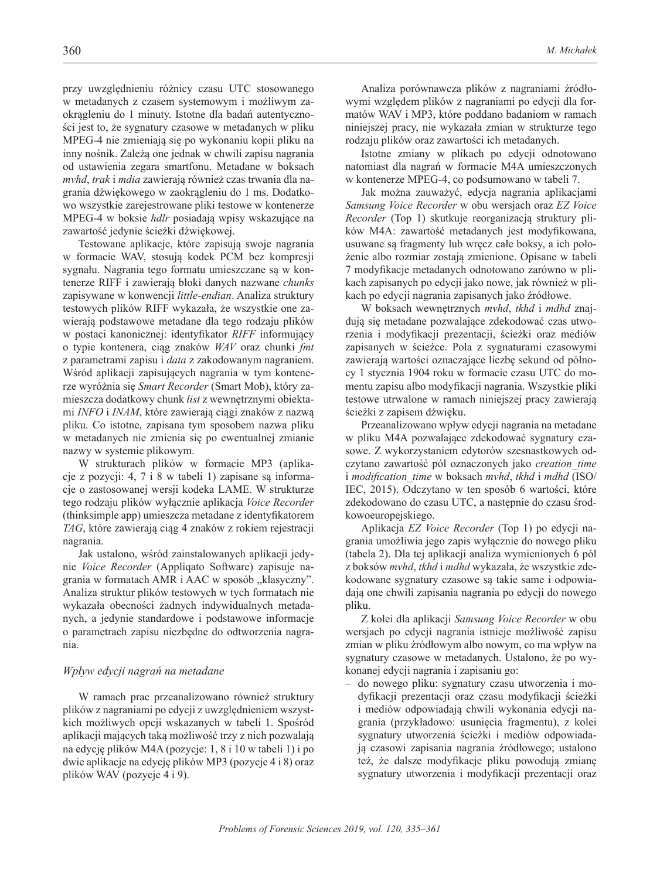przy uwzględnieniu różnicy czasu UTC stosowanego w metadanych z czasem systemowym i możliwym zaokrągleniu do 1 minuty. Istotne dla badań autentyczności jest to, że sygnatury czasowe w metadanych w pliku MPEG-4 nie zmieniają się po wykonaniu kopii pliku na inny nośnik. Zależą one jednak w chwili zapisu nagrania od ustawienia zegara smartfonu. Metadane w boksach *mvhd*, *trak* i *mdia* zawierają również czas trwania dla nagrania dźwiękowego w zaokrągleniu do 1 ms. Dodatkowo wszystkie zarejestrowane pliki testowe w kontenerze MPEG-4 w boksie *hdlr* posiadają wpisy wskazujące na zawartość jedynie ścieżki dźwiękowej.

Testowane aplikacje, które zapisują swoje nagrania w formacie WAV, stosują kodek PCM bez kompresji sygnału. Nagrania tego formatu umieszczane są w kontenerze RIFF i zawierają bloki danych nazwane *chunks* zapisywane w konwencji *little-endian*. Analiza struktury testowych plików RIFF wykazała, że wszystkie one zawierają podstawowe metadane dla tego rodzaju plików w postaci kanonicznej: identyfikator *RIFF* informujący o typie kontenera, ciąg znaków *WAV* oraz chunki *fmt* z parametrami zapisu i *data* z zakodowanym nagraniem. Wśród aplikacji zapisujących nagrania w tym kontenerze wyróżnia się *Smart Recorder* (Smart Mob), który zamieszcza dodatkowy chunk *list* z wewnętrznymi obiektami *INFO* i *INAM*, które zawierają ciągi znaków z nazwą pliku. Co istotne, zapisana tym sposobem nazwa pliku w metadanych nie zmienia się po ewentualnej zmianie nazwy w systemie plikowym.

W strukturach plików w formacie MP3 (aplikacje z pozycji: 4, 7 i 8 w tabeli 1) zapisane są informacje o zastosowanej wersji kodeka LAME. W strukturze tego rodzaju plików wyłącznie aplikacja *Voice Recorder* (thinksimple app) umieszcza metadane z identyfikatorem *TAG*, które zawierają ciąg 4 znaków z rokiem rejestracji nagrania.

Jak ustalono, wśród zainstalowanych aplikacji jedynie *Voice Recorder* (Appliqato Software) zapisuje nagrania w formatach AMR i AAC w sposób „klasyczny". Analiza struktur plików testowych w tych formatach nie wykazała obecności żadnych indywidualnych metadanych, a jedynie standardowe i podstawowe informacje o parametrach zapisu niezbędne do odtworzenia nagrania.

### *Wpływ edycji nagrań na metadane*

W ramach prac przeanalizowano również struktury plików z nagraniami po edycji z uwzględnieniem wszystkich możliwych opcji wskazanych w tabeli 1. Spośród aplikacji mających taką możliwość trzy z nich pozwalają na edycję plików M4A (pozycje: 1, 8 i 10 w tabeli 1) i po dwie aplikacje na edycję plików MP3 (pozycje 4 i 8) oraz plików WAV (pozycje 4 i 9).

Analiza porównawcza plików z nagraniami źródłowymi względem plików z nagraniami po edycji dla formatów WAV i MP3, które poddano badaniom w ramach niniejszej pracy, nie wykazała zmian w strukturze tego rodzaju plików oraz zawartości ich metadanych.

Istotne zmiany w plikach po edycji odnotowano natomiast dla nagrań w formacie M4A umieszczonych w kontenerze MPEG-4, co podsumowano w tabeli 7.

Jak można zauważyć, edycja nagrania aplikacjami *Samsung Voice Recorder* w obu wersjach oraz *EZ Voice Recorder* (Top 1) skutkuje reorganizacją struktury plików M4A: zawartość metadanych jest modyfikowana, usuwane są fragmenty lub wręcz całe boksy, a ich położenie albo rozmiar zostają zmienione. Opisane w tabeli 7 modyfikacje metadanych odnotowano zarówno w plikach zapisanych po edycji jako nowe, jak również w plikach po edycji nagrania zapisanych jako źródłowe.

W boksach wewnętrznych *mvhd*, *tkhd* i *mdhd* znajdują się metadane pozwalające zdekodować czas utworzenia i modyfikacji prezentacji, ścieżki oraz mediów zapisanych w ścieżce. Pola z sygnaturami czasowymi zawierają wartości oznaczające liczbę sekund od północy 1 stycznia 1904 roku w formacie czasu UTC do momentu zapisu albo modyfikacji nagrania. Wszystkie pliki testowe utrwalone w ramach niniejszej pracy zawierają ścieżki z zapisem dźwięku.

Przeanalizowano wpływ edycji nagrania na metadane w pliku M4A pozwalające zdekodować sygnatury czasowe. Z wykorzystaniem edytorów szesnastkowych odczytano zawartość pól oznaczonych jako *creation_time* i *modification_time* w boksach *mvhd*, *tkhd* i *mdhd* (ISO/IEC, 2015). Odczytano w ten sposób 6 wartości, które zdekodowano do czasu UTC, a następnie do czasu środkowoeuropejskiego.

Aplikacja *EZ Voice Recorder* (Top 1) po edycji nagrania umożliwia jego zapis wyłącznie do nowego pliku (tabela 2). Dla tej aplikacji analiza wymienionych 6 pól z boksów *mvhd*, *tkhd* i *mdhd* wykazała, że wszystkie zdekodowane sygnatury czasowe są takie same i odpowiadają one chwili zapisania nagrania po edycji do nowego pliku.

Z kolei dla aplikacji *Samsung Voice Recorder* w obu wersjach po edycji nagrania istnieje możliwość zapisu zmian w pliku źródłowym albo nowym, co ma wpływ na sygnatury czasowe w metadanych. Ustalono, że po wykonanej edycji nagrania i zapisaniu go:

– do nowego pliku: sygnatury czasu utworzenia i modyfikacji prezentacji oraz czasu modyfikacji ścieżki i mediów odpowiadają chwili wykonania edycji nagrania (przykładowo: usunięcia fragmentu), z kolei sygnatury utworzenia ścieżki i mediów odpowiadają czasowi zapisania nagrania źródłowego; ustalono też, że dalsze modyfikacje pliku powodują zmianę sygnatury utworzenia i modyfikacji prezentacji oraz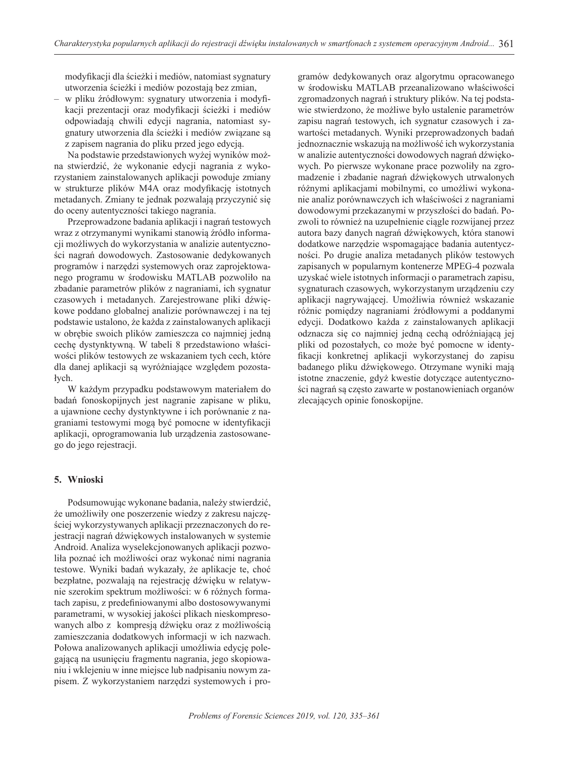modyfikacji dla ścieżki i mediów, natomiast sygnatury utworzenia ścieżki i mediów pozostają bez zmian,

- w pliku źródłowym: sygnatury utworzenia i modyfikacji prezentacji oraz modyfikacji ścieżki i mediów odpowiadają chwili edycji nagrania, natomiast sygnatury utworzenia dla ścieżki i mediów związane są z zapisem nagrania do pliku przed jego edycją.

Na podstawie przedstawionych wyżej wyników można stwierdzić, że wykonanie edycji nagrania z wykorzystaniem zainstalowanych aplikacji powoduje zmiany w strukturze plików M4A oraz modyfikację istotnych metadanych. Zmiany te jednak pozwalają przyczynić się do oceny autentyczności takiego nagrania.

Przeprowadzone badania aplikacji i nagrań testowych wraz z otrzymanymi wynikami stanowią źródło informacji możliwych do wykorzystania w analizie autentyczności nagrań dowodowych. Zastosowanie dedykowanych programów i narzędzi systemowych oraz zaprojektowanego programu w środowisku MATLAB pozwoliło na zbadanie parametrów plików z nagraniami, ich sygnatur czasowych i metadanych. Zarejestrowane pliki dźwiękowe poddano globalnej analizie porównawczej i na tej podstawie ustalono, że każda z zainstalowanych aplikacji w obrębie swoich plików zamieszcza co najmniej jedną cechę dystynktywną. W tabeli 8 przedstawiono właściwości plików testowych ze wskazaniem tych cech, które dla danej aplikacji są wyróżniające względem pozostałych.

W każdym przypadku podstawowym materiałem do badań fonoskopijnych jest nagranie zapisane w pliku, a ujawnione cechy dystynktywne i ich porównanie z nagraniami testowymi mogą być pomocne w identyfikacji aplikacji, oprogramowania lub urządzenia zastosowanego do jego rejestracji.

## 5. Wnioski

Podsumowując wykonane badania, należy stwierdzić, że umożliwiły one poszerzenie wiedzy z zakresu najczęściej wykorzystywanych aplikacji przeznaczonych do rejestracji nagrań dźwiękowych instalowanych w systemie Android. Analiza wyselekcjonowanych aplikacji pozwoliła poznać ich możliwości oraz wykonać nimi nagrania testowe. Wyniki badań wykazały, że aplikacje te, choć bezpłatne, pozwalają na rejestrację dźwięku w relatywnie szerokim spektrum możliwości: w 6 różnych formatach zapisu, z predefiniowanymi albo dostosowywanymi parametrami, w wysokiej jakości plikach nieskompresowanych albo z kompresją dźwięku oraz z możliwością zamieszczania dodatkowych informacji w ich nazwach. Połowa analizowanych aplikacji umożliwia edycję polegającą na usunięciu fragmentu nagrania, jego skopiowaniu i wklejeniu w inne miejsce lub nadpisaniu nowym zapisem. Z wykorzystaniem narzędzi systemowych i programów dedykowanych oraz algorytmu opracowanego w środowisku MATLAB przeanalizowano właściwości zgromadzonych nagrań i struktury plików. Na tej podstawie stwierdzono, że możliwe było ustalenie parametrów zapisu nagrań testowych, ich sygnatur czasowych i zawartości metadanych. Wyniki przeprowadzonych badań jednoznacznie wskazują na możliwość ich wykorzystania w analizie autentyczności dowodowych nagrań dźwiękowych. Po pierwsze wykonane prace pozwoliły na zgromadzenie i zbadanie nagrań dźwiękowych utrwalonych różnymi aplikacjami mobilnymi, co umożliwi wykonanie analiz porównawczych ich właściwości z nagraniami dowodowymi przekazanymi w przyszłości do badań. Pozwoli to również na uzupełnienie ciągle rozwijanej przez autora bazy danych nagrań dźwiękowych, która stanowi dodatkowe narzędzie wspomagające badania autentyczności. Po drugie analiza metadanych plików testowych zapisanych w popularnym kontenerze MPEG-4 pozwala uzyskać wiele istotnych informacji o parametrach zapisu, sygnaturach czasowych, wykorzystanym urządzeniu czy aplikacji nagrywającej. Umożliwia również wskazanie różnic pomiędzy nagraniami źródłowymi a poddanymi edycji. Dodatkowo każda z zainstalowanych aplikacji odznacza się co najmniej jedną cechą odróżniającą jej pliki od pozostałych, co może być pomocne w identyfikacji konkretnej aplikacji wykorzystanej do zapisu badanego pliku dźwiękowego. Otrzymane wyniki mają istotne znaczenie, gdyż kwestie dotyczące autentyczności nagrań są często zawarte w postanowieniach organów zlecających opinie fonoskopijne.